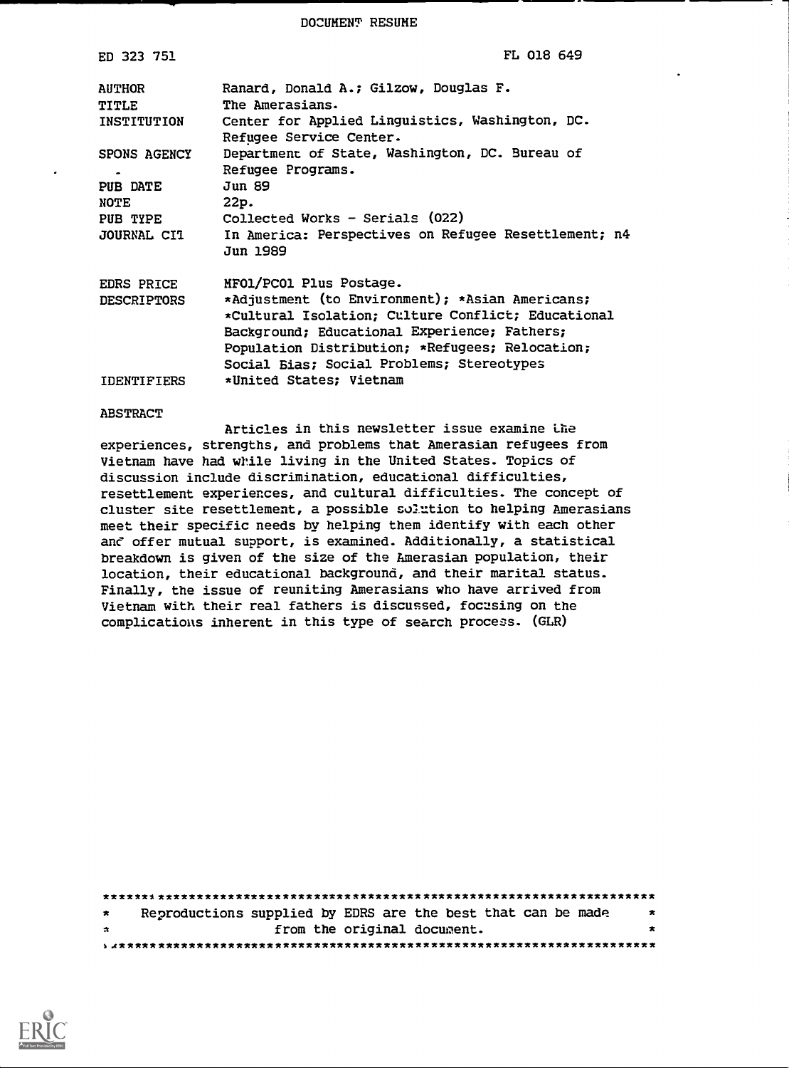DOCUMENT RESUME

| | |
|---|---|
| ED 323 751 | FL 018 649 |
| AUTHOR | Ranard, Donald A.; Gilzow, Douglas F. |
| TITLE | The Amerasians. |
| INSTITUTION | Center for Applied Linguistics, Washington, DC. Refugee Service Center. |
| SPONS AGENCY | Department of State, Washington, DC. Bureau of Refugee Programs. |
| PUB DATE | Jun 89 |
| NOTE | 22p. |
| PUB TYPE | Collected Works - Serials (022) |
| JOURNAL CIT | In America: Perspectives on Refugee Resettlement; n4 Jun 1989 |
| EDRS PRICE | MF01/PC01 Plus Postage. |
| DESCRIPTORS | *Adjustment (to Environment); *Asian Americans; *Cultural Isolation; Culture Conflict; Educational Background; Educational Experience; Fathers; Population Distribution; *Refugees; Relocation; Social Bias; Social Problems; Stereotypes |
| IDENTIFIERS | *United States; Vietnam |

ABSTRACT

Articles in this newsletter issue examine the experiences, strengths, and problems that Amerasian refugees from Vietnam have had while living in the United States. Topics of discussion include discrimination, educational difficulties, resettlement experiences, and cultural difficulties. The concept of cluster site resettlement, a possible solution to helping Amerasians meet their specific needs by helping them identify with each other and offer mutual support, is examined. Additionally, a statistical breakdown is given of the size of the Amerasian population, their location, their educational background, and their marital status. Finally, the issue of reuniting Amerasians who have arrived from Vietnam with their real fathers is discussed, focusing on the complications inherent in this type of search process. (GLR)

Reproductions supplied by EDRS are the best that can be made from the original document.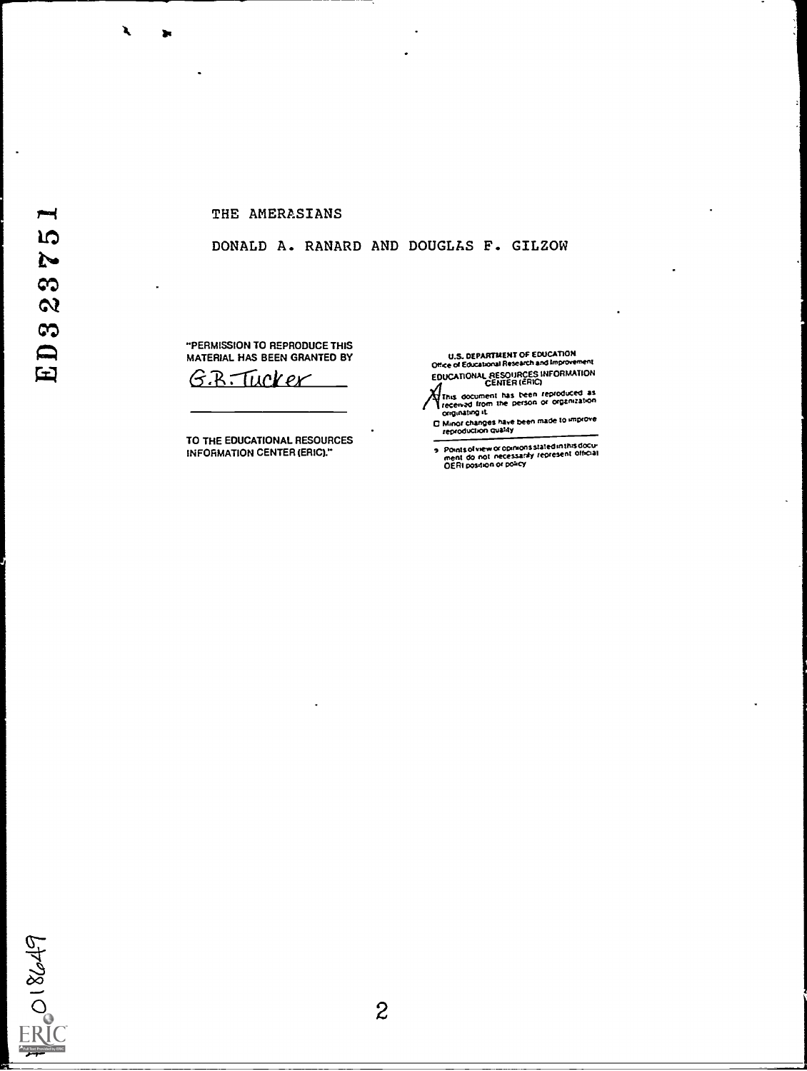ED323751

THE AMERASIANS

DONALD A. RANARD AND DOUGLAS F. GILZOW

"PERMISSION TO REPRODUCE THIS MATERIAL HAS BEEN GRANTED BY

G.R. Tucker

TO THE EDUCATIONAL RESOURCES INFORMATION CENTER (ERIC)."

U.S. DEPARTMENT OF EDUCATION
Office of Educational Research and Improvement
EDUCATIONAL RESOURCES INFORMATION CENTER (ERIC)

- [X] This document has been reproduced as received from the person or organization originating it.
- [ ] Minor changes have been made to improve reproduction quality

- Points of view or opinions stated in this document do not necessarily represent official OERI position or policy

FL018649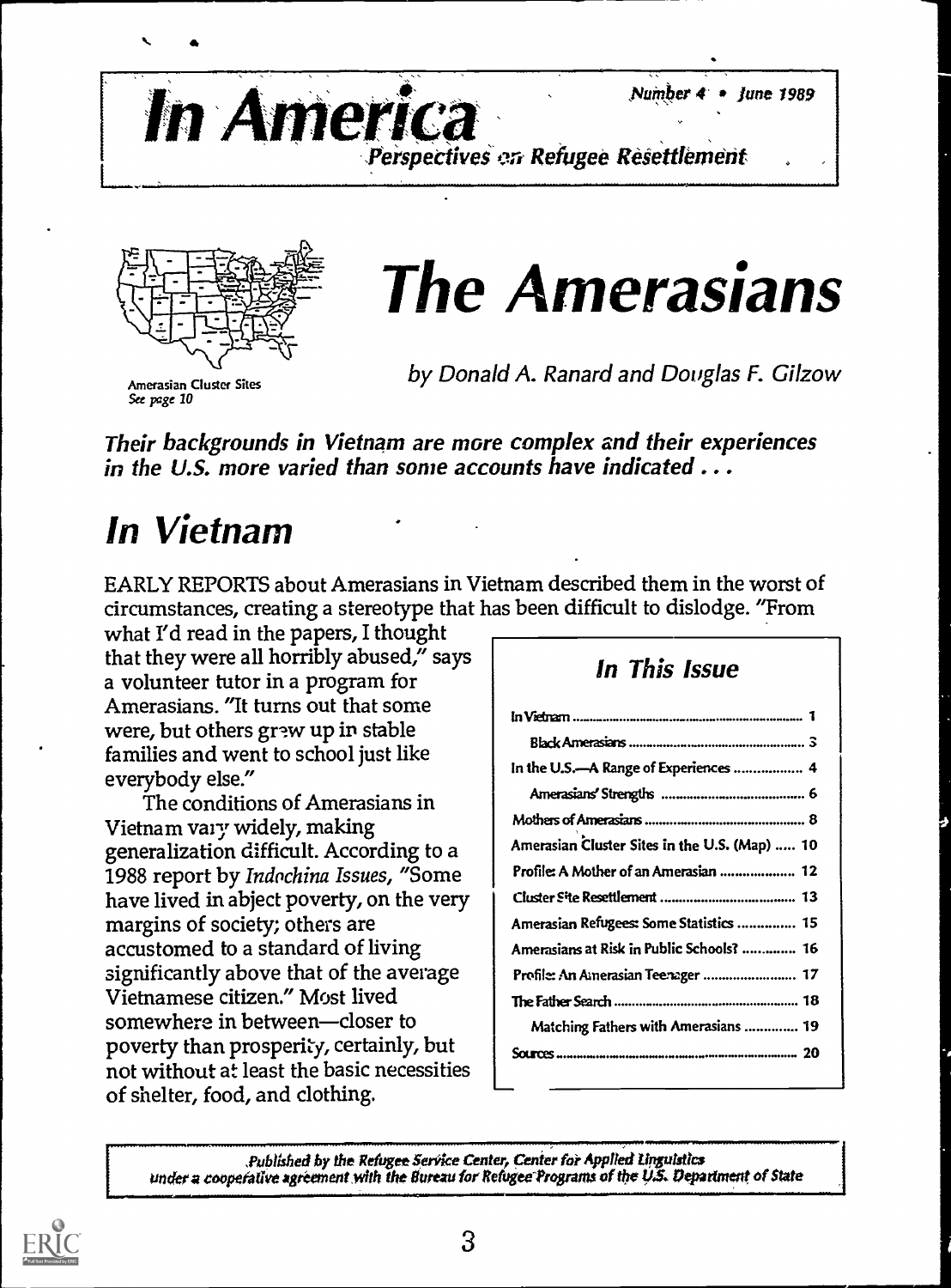# In America

Number 4 • June 1989

*Perspectives on Refugee Resettlement*

Amerasian Cluster Sites
*See page 10*

# The Amerasians

*by Donald A. Ranard and Douglas F. Gilzow*

***Their backgrounds in Vietnam are more complex and their experiences in the U.S. more varied than some accounts have indicated . . .***

## In Vietnam

EARLY REPORTS about Amerasians in Vietnam described them in the worst of circumstances, creating a stereotype that has been difficult to dislodge. "From what I'd read in the papers, I thought that they were all horribly abused," says a volunteer tutor in a program for Amerasians. "It turns out that some were, but others grew up in stable families and went to school just like everybody else."

The conditions of Amerasians in Vietnam vary widely, making generalization difficult. According to a 1988 report by *Indochina Issues*, "Some have lived in abject poverty, on the very margins of society; others are accustomed to a standard of living significantly above that of the average Vietnamese citizen." Most lived somewhere in between—closer to poverty than prosperity, certainly, but not without at least the basic necessities of shelter, food, and clothing.

### In This Issue

| | |
|---|---|
| In Vietnam | 1 |
| Black Amerasians | 3 |
| In the U.S.—A Range of Experiences | 4 |
| Amerasians' Strengths | 6 |
| Mothers of Amerasians | 8 |
| Amerasian Cluster Sites in the U.S. (Map) | 10 |
| Profile: A Mother of an Amerasian | 12 |
| Cluster Site Resettlement | 13 |
| Amerasian Refugees: Some Statistics | 15 |
| Amerasians at Risk in Public Schools? | 16 |
| Profile: An Amerasian Teenager | 17 |
| The Father Search | 18 |
| Matching Fathers with Amerasians | 19 |
| Sources | 20 |

*Published by the Refugee Service Center, Center for Applied Linguistics under a cooperative agreement with the Bureau for Refugee Programs of the U.S. Department of State*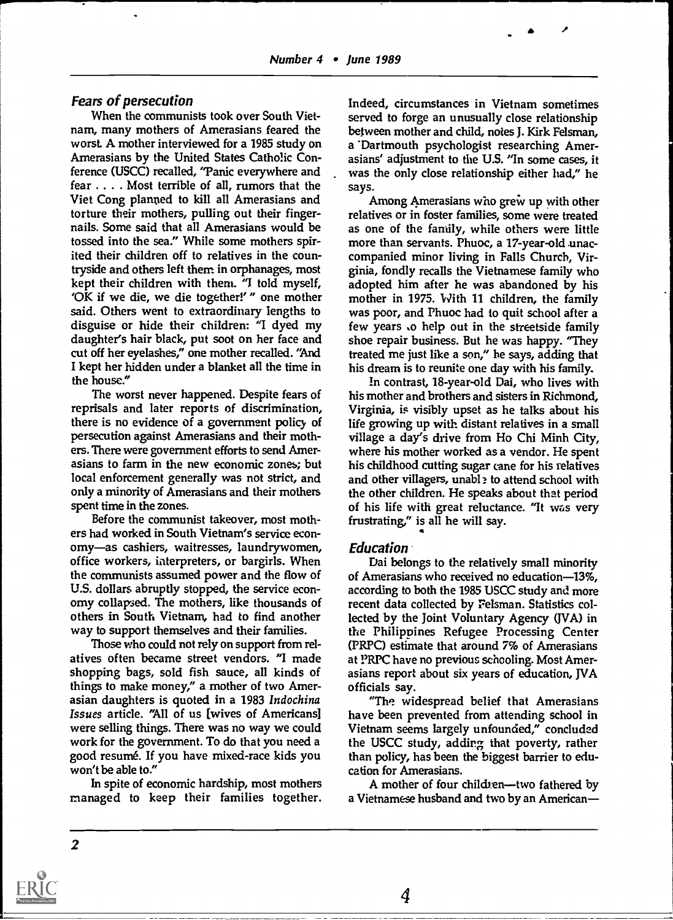### *Fears of persecution*

When the communists took over South Vietnam, many mothers of Amerasians feared the worst. A mother interviewed for a 1985 study on Amerasians by the United States Catholic Conference (USCC) recalled, "Panic everywhere and fear . . . . Most terrible of all, rumors that the Viet Cong planned to kill all Amerasians and torture their mothers, pulling out their fingernails. Some said that all Amerasians would be tossed into the sea." While some mothers spirited their children off to relatives in the countryside and others left them in orphanages, most kept their children with them. "I told myself, 'OK if we die, we die together!' " one mother said. Others went to extraordinary lengths to disguise or hide their children: "I dyed my daughter's hair black, put soot on her face and cut off her eyelashes," one mother recalled. "And I kept her hidden under a blanket all the time in the house."

The worst never happened. Despite fears of reprisals and later reports of discrimination, there is no evidence of a government policy of persecution against Amerasians and their mothers. There were government efforts to send Amerasians to farm in the new economic zones; but local enforcement generally was not strict, and only a minority of Amerasians and their mothers spent time in the zones.

Before the communist takeover, most mothers had worked in South Vietnam's service economy—as cashiers, waitresses, laundrywomen, office workers, interpreters, or bargirls. When the communists assumed power and the flow of U.S. dollars abruptly stopped, the service economy collapsed. The mothers, like thousands of others in South Vietnam, had to find another way to support themselves and their families.

Those who could not rely on support from relatives often became street vendors. "I made shopping bags, sold fish sauce, all kinds of things to make money," a mother of two Amerasian daughters is quoted in a 1983 *Indochina Issues* article. "All of us [wives of Americans] were selling things. There was no way we could work for the government. To do that you need a good resumé. If you have mixed-race kids you won't be able to."

In spite of economic hardship, most mothers managed to keep their families together. Indeed, circumstances in Vietnam sometimes served to forge an unusually close relationship between mother and child, notes J. Kirk Felsman, a Dartmouth psychologist researching Amerasians' adjustment to the U.S. "In some cases, it was the only close relationship either had," he says.

Among Amerasians who grew up with other relatives or in foster families, some were treated as one of the family, while others were little more than servants. Phuoc, a 17-year-old unaccompanied minor living in Falls Church, Virginia, fondly recalls the Vietnamese family who adopted him after he was abandoned by his mother in 1975. With 11 children, the family was poor, and Phuoc had to quit school after a few years to help out in the streetside family shoe repair business. But he was happy. "They treated me just like a son," he says, adding that his dream is to reunite one day with his family.

In contrast, 18-year-old Dai, who lives with his mother and brothers and sisters in Richmond, Virginia, is visibly upset as he talks about his life growing up with distant relatives in a small village a day's drive from Ho Chi Minh City, where his mother worked as a vendor. He spent his childhood cutting sugar cane for his relatives and other villagers, unable to attend school with the other children. He speaks about that period of his life with great reluctance. "It was very frustrating," is all he will say.

### *Education*

Dai belongs to the relatively small minority of Amerasians who received no education—13%, according to both the 1985 USCC study and more recent data collected by Felsman. Statistics collected by the Joint Voluntary Agency (JVA) in the Philippines Refugee Processing Center (PRPC) estimate that around 7% of Amerasians at PRPC have no previous schooling. Most Amerasians report about six years of education, JVA officials say.

"The widespread belief that Amerasians have been prevented from attending school in Vietnam seems largely unfounded," concluded the USCC study, adding that poverty, rather than policy, has been the biggest barrier to education for Amerasians.

A mother of four children—two fathered by a Vietnamese husband and two by an American—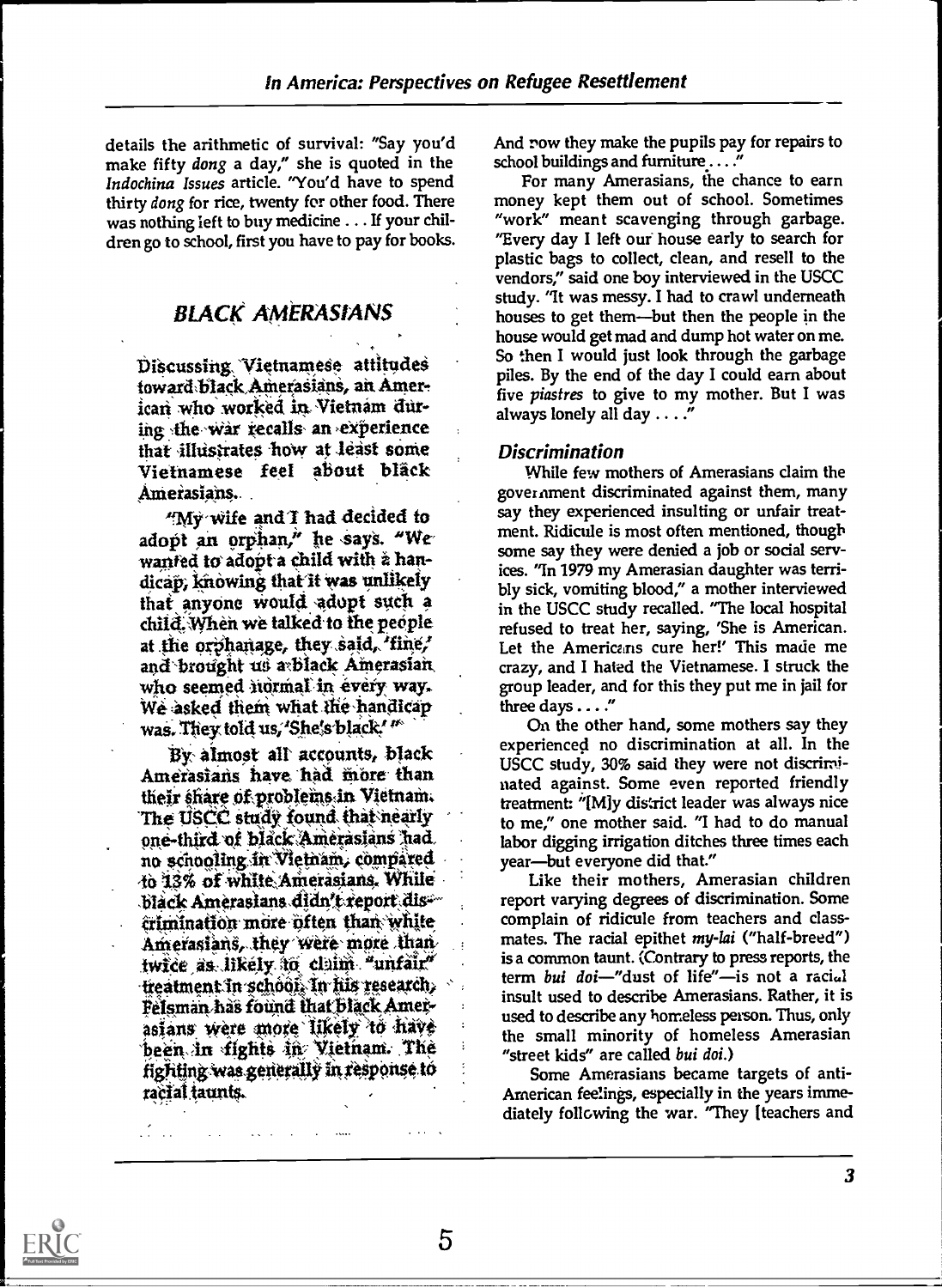details the arithmetic of survival: "Say you'd make fifty *dong* a day," she is quoted in the *Indochina Issues* article. "You'd have to spend thirty *dong* for rice, twenty for other food. There was nothing left to buy medicine . . . If your children go to school, first you have to pay for books. And now they make the pupils pay for repairs to school buildings and furniture . . . ."

For many Amerasians, the chance to earn money kept them out of school. Sometimes "work" meant scavenging through garbage. "Every day I left our house early to search for plastic bags to collect, clean, and resell to the vendors," said one boy interviewed in the USCC study. "It was messy. I had to crawl underneath houses to get them—but then the people in the house would get mad and dump hot water on me. So then I would just look through the garbage piles. By the end of the day I could earn about five *piastres* to give to my mother. But I was always lonely all day . . . ."

## BLACK AMERASIANS

Discussing Vietnamese attitudes toward black Amerasians, an American who worked in Vietnam during the war recalls an experience that illustrates how at least some Vietnamese feel about black Amerasians.

"My wife and I had decided to adopt an orphan," he says. "We wanted to adopt a child with a handicap, knowing that it was unlikely that anyone would adopt such a child. When we talked to the people at the orphanage, they said, 'fine,' and brought us a black Amerasian who seemed normal in every way. We asked them what the handicap was. They told us, 'She's black.'"

By almost all accounts, black Amerasians have had more than their share of problems in Vietnam. The USCC study found that nearly one-third of black Amerasians had no schooling in Vietnam, compared to 13% of white Amerasians. While black Amerasians didn't report discrimination more often than white Amerasians, they were more than twice as likely to claim "unfair" treatment in school. In his research, Felsman has found that black Amerasians were more likely to have been in fights in Vietnam. The fighting was generally in response to racial taunts.

### Discrimination

While few mothers of Amerasians claim the government discriminated against them, many say they experienced insulting or unfair treatment. Ridicule is most often mentioned, though some say they were denied a job or social services. "In 1979 my Amerasian daughter was terribly sick, vomiting blood," a mother interviewed in the USCC study recalled. "The local hospital refused to treat her, saying, 'She is American. Let the Americans cure her!' This made me crazy, and I hated the Vietnamese. I struck the group leader, and for this they put me in jail for three days . . . ."

On the other hand, some mothers say they experienced no discrimination at all. In the USCC study, 30% said they were not discriminated against. Some even reported friendly treatment: "[M]y district leader was always nice to me," one mother said. "I had to do manual labor digging irrigation ditches three times each year—but everyone did that."

Like their mothers, Amerasian children report varying degrees of discrimination. Some complain of ridicule from teachers and classmates. The racial epithet *my-lai* ("half-breed") is a common taunt. (Contrary to press reports, the term *bui doi*—"dust of life"—is not a racial insult used to describe Amerasians. Rather, it is used to describe any homeless person. Thus, only the small minority of homeless Amerasian "street kids" are called *bui doi*.)

Some Amerasians became targets of anti-American feelings, especially in the years immediately following the war. "They [teachers and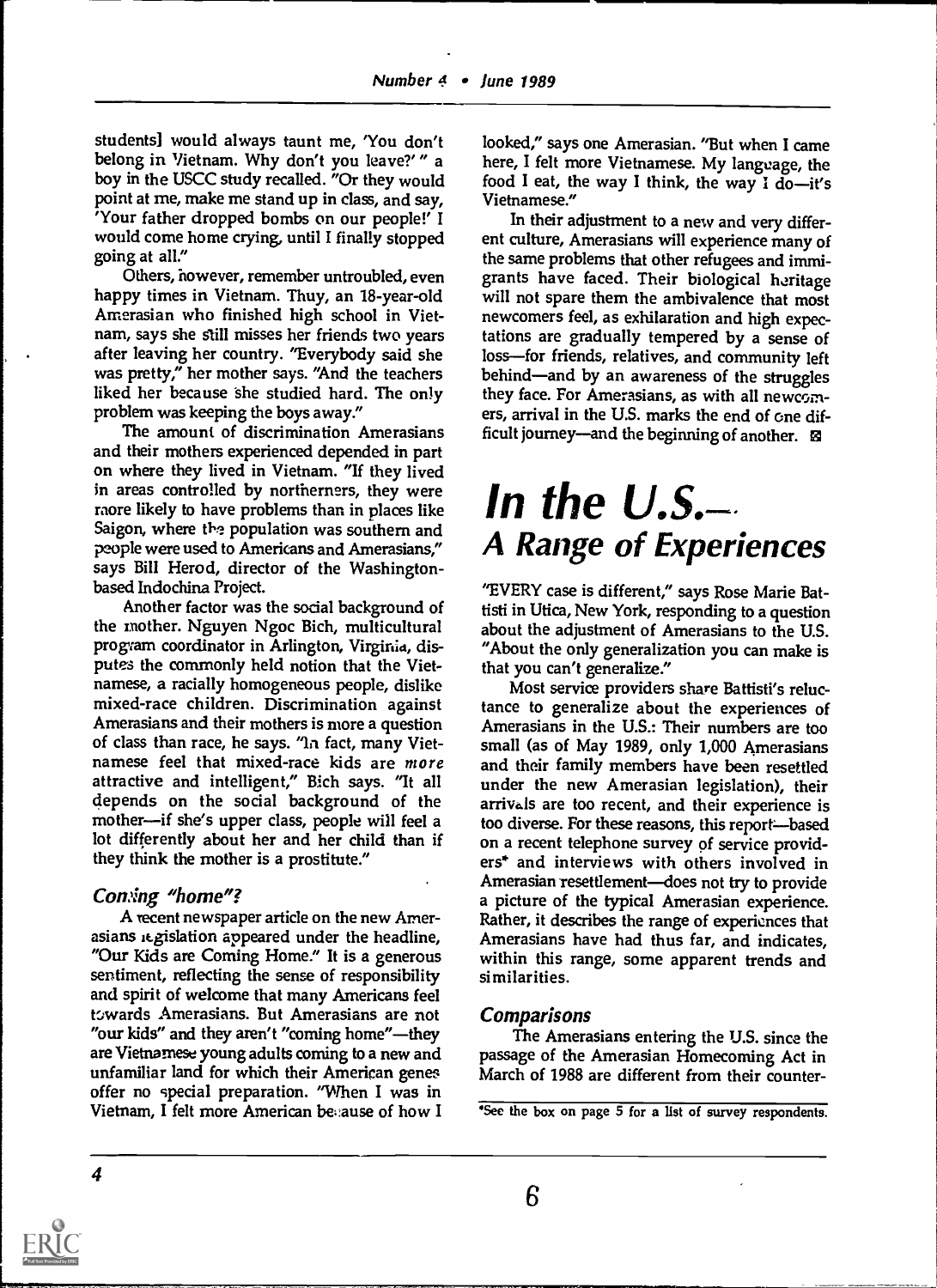students] would always taunt me, 'You don't belong in Vietnam. Why don't you leave?' " a boy in the USCC study recalled. "Or they would point at me, make me stand up in class, and say, 'Your father dropped bombs on our people!' I would come home crying, until I finally stopped going at all."

Others, however, remember untroubled, even happy times in Vietnam. Thuy, an 18-year-old Amerasian who finished high school in Vietnam, says she still misses her friends two years after leaving her country. "Everybody said she was pretty," her mother says. "And the teachers liked her because she studied hard. The only problem was keeping the boys away."

The amount of discrimination Amerasians and their mothers experienced depended in part on where they lived in Vietnam. "If they lived in areas controlled by northerners, they were more likely to have problems than in places like Saigon, where the population was southern and people were used to Americans and Amerasians," says Bill Herod, director of the Washington-based Indochina Project.

Another factor was the social background of the mother. Nguyen Ngoc Bich, multicultural program coordinator in Arlington, Virginia, disputes the commonly held notion that the Vietnamese, a racially homogeneous people, dislike mixed-race children. Discrimination against Amerasians and their mothers is more a question of class than race, he says. "In fact, many Vietnamese feel that mixed-race kids are *more* attractive and intelligent," Bich says. "It all depends on the social background of the mother—if she's upper class, people will feel a lot differently about her and her child than if they think the mother is a prostitute."

### *Coming "home"?*

A recent newspaper article on the new Amerasians legislation appeared under the headline, "Our Kids are Coming Home." It is a generous sentiment, reflecting the sense of responsibility and spirit of welcome that many Americans feel towards Amerasians. But Amerasians are not "our kids" and they aren't "coming home"—they are Vietnamese young adults coming to a new and unfamiliar land for which their American genes offer no special preparation. "When I was in Vietnam, I felt more American because of how I looked," says one Amerasian. "But when I came here, I felt more Vietnamese. My language, the food I eat, the way I think, the way I do—it's Vietnamese."

In their adjustment to a new and very different culture, Amerasians will experience many of the same problems that other refugees and immigrants have faced. Their biological heritage will not spare them the ambivalence that most newcomers feel, as exhilaration and high expectations are gradually tempered by a sense of loss—for friends, relatives, and community left behind—and by an awareness of the struggles they face. For Amerasians, as with all newcomers, arrival in the U.S. marks the end of one difficult journey—and the beginning of another.

# *In the U.S.— A Range of Experiences*

"EVERY case is different," says Rose Marie Battisti in Utica, New York, responding to a question about the adjustment of Amerasians to the U.S. "About the only generalization you can make is that you can't generalize."

Most service providers share Battisti's reluctance to generalize about the experiences of Amerasians in the U.S.: Their numbers are too small (as of May 1989, only 1,000 Amerasians and their family members have been resettled under the new Amerasian legislation), their arrivals are too recent, and their experience is too diverse. For these reasons, this report—based on a recent telephone survey of service providers* and interviews with others involved in Amerasian resettlement—does not try to provide a picture of the typical Amerasian experience. Rather, it describes the range of experiences that Amerasians have had thus far, and indicates, within this range, some apparent trends and similarities.

### *Comparisons*

The Amerasians entering the U.S. since the passage of the Amerasian Homecoming Act in March of 1988 are different from their counter-

*See the box on page 5 for a list of survey respondents.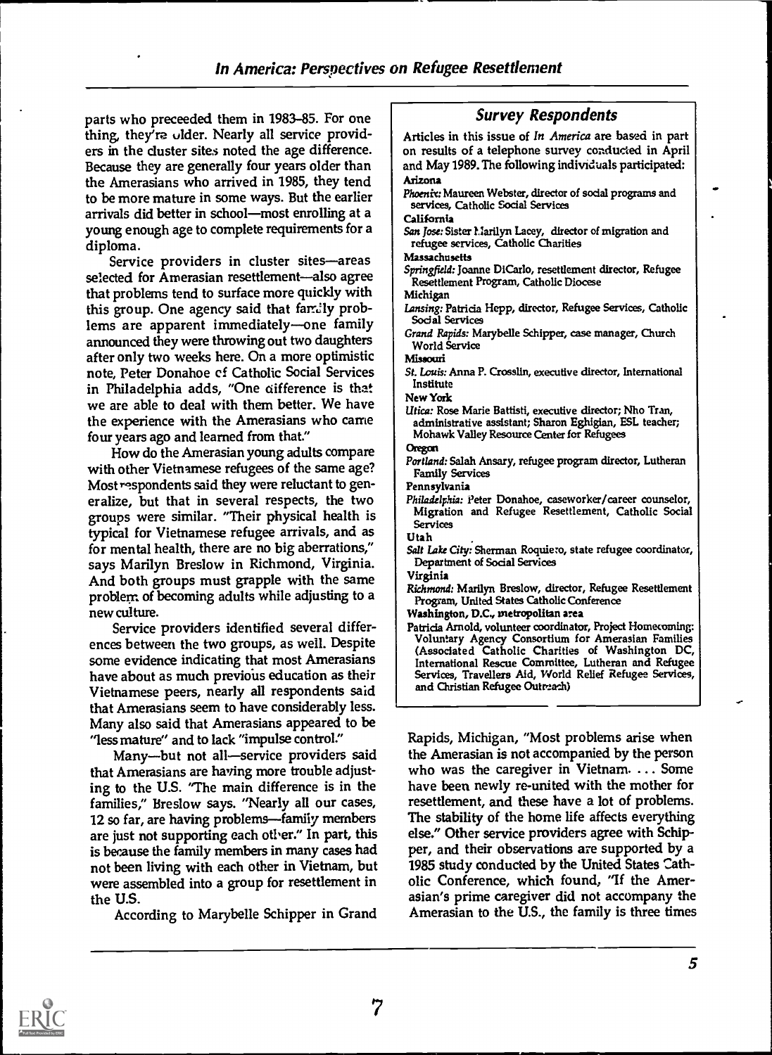parts who preceeded them in 1983–85. For one thing, they're older. Nearly all service providers in the cluster sites noted the age difference. Because they are generally four years older than the Amerasians who arrived in 1985, they tend to be more mature in some ways. But the earlier arrivals did better in school—most enrolling at a young enough age to complete requirements for a diploma.

Service providers in cluster sites—areas selected for Amerasian resettlement—also agree that problems tend to surface more quickly with this group. One agency said that family problems are apparent immediately—one family announced they were throwing out two daughters after only two weeks here. On a more optimistic note, Peter Donahoe of Catholic Social Services in Philadelphia adds, "One difference is that we are able to deal with them better. We have the experience with the Amerasians who came four years ago and learned from that."

How do the Amerasian young adults compare with other Vietnamese refugees of the same age? Most respondents said they were reluctant to generalize, but that in several respects, the two groups were similar. "Their physical health is typical for Vietnamese refugee arrivals, and as for mental health, there are no big aberrations," says Marilyn Breslow in Richmond, Virginia. And both groups must grapple with the same problem of becoming adults while adjusting to a new culture.

Service providers identified several differences between the two groups, as well. Despite some evidence indicating that most Amerasians have about as much previous education as their Vietnamese peers, nearly all respondents said that Amerasians seem to have considerably less. Many also said that Amerasians appeared to be "less mature" and to lack "impulse control."

Many—but not all—service providers said that Amerasians are having more trouble adjusting to the U.S. "The main difference is in the families," Breslow says. "Nearly all our cases, 12 so far, are having problems—family members are just not supporting each other." In part, this is because the family members in many cases had not been living with each other in Vietnam, but were assembled into a group for resettlement in the U.S.

According to Marybelle Schipper in Grand Rapids, Michigan, "Most problems arise when the Amerasian is not accompanied by the person who was the caregiver in Vietnam. . . . Some have been newly re-united with the mother for resettlement, and these have a lot of problems. The stability of the home life affects everything else." Other service providers agree with Schipper, and their observations are supported by a 1985 study conducted by the United States Catholic Conference, which found, "If the Amerasian's prime caregiver did not accompany the Amerasian to the U.S., the family is three times

## Survey Respondents

Articles in this issue of *In America* are based in part on results of a telephone survey conducted in April and May 1989. The following individuals participated:

**Arizona**
*Phoenix:* Maureen Webster, director of social programs and services, Catholic Social Services

**California**
*San Jose:* Sister Marilyn Lacey, director of migration and refugee services, Catholic Charities

**Massachusetts**
*Springfield:* Joanne DiCarlo, resettlement director, Refugee Resettlement Program, Catholic Diocese

**Michigan**
*Lansing:* Patricia Hepp, director, Refugee Services, Catholic Social Services
*Grand Rapids:* Marybelle Schipper, case manager, Church World Service

**Missouri**
*St. Louis:* Anna P. Crosslin, executive director, International Institute

**New York**
*Utica:* Rose Marie Battisti, executive director; Nho Tran, administrative assistant; Sharon Eghigian, ESL teacher; Mohawk Valley Resource Center for Refugees

**Oregon**
*Portland:* Salah Ansary, refugee program director, Lutheran Family Services

**Pennsylvania**
*Philadelphia:* Peter Donahoe, caseworker/career counselor, Migration and Refugee Resettlement, Catholic Social Services

**Utah**
*Salt Lake City:* Sherman Roquiero, state refugee coordinator, Department of Social Services

**Virginia**
*Richmond:* Marilyn Breslow, director, Refugee Resettlement Program, United States Catholic Conference

**Washington, D.C., metropolitan area**
Patricia Arnold, volunteer coordinator, Project Homecoming: Voluntary Agency Consortium for Amerasian Families (Associated Catholic Charities of Washington DC, International Rescue Committee, Lutheran and Refugee Services, Travellers Aid, World Relief Refugee Services, and Christian Refugee Outreach)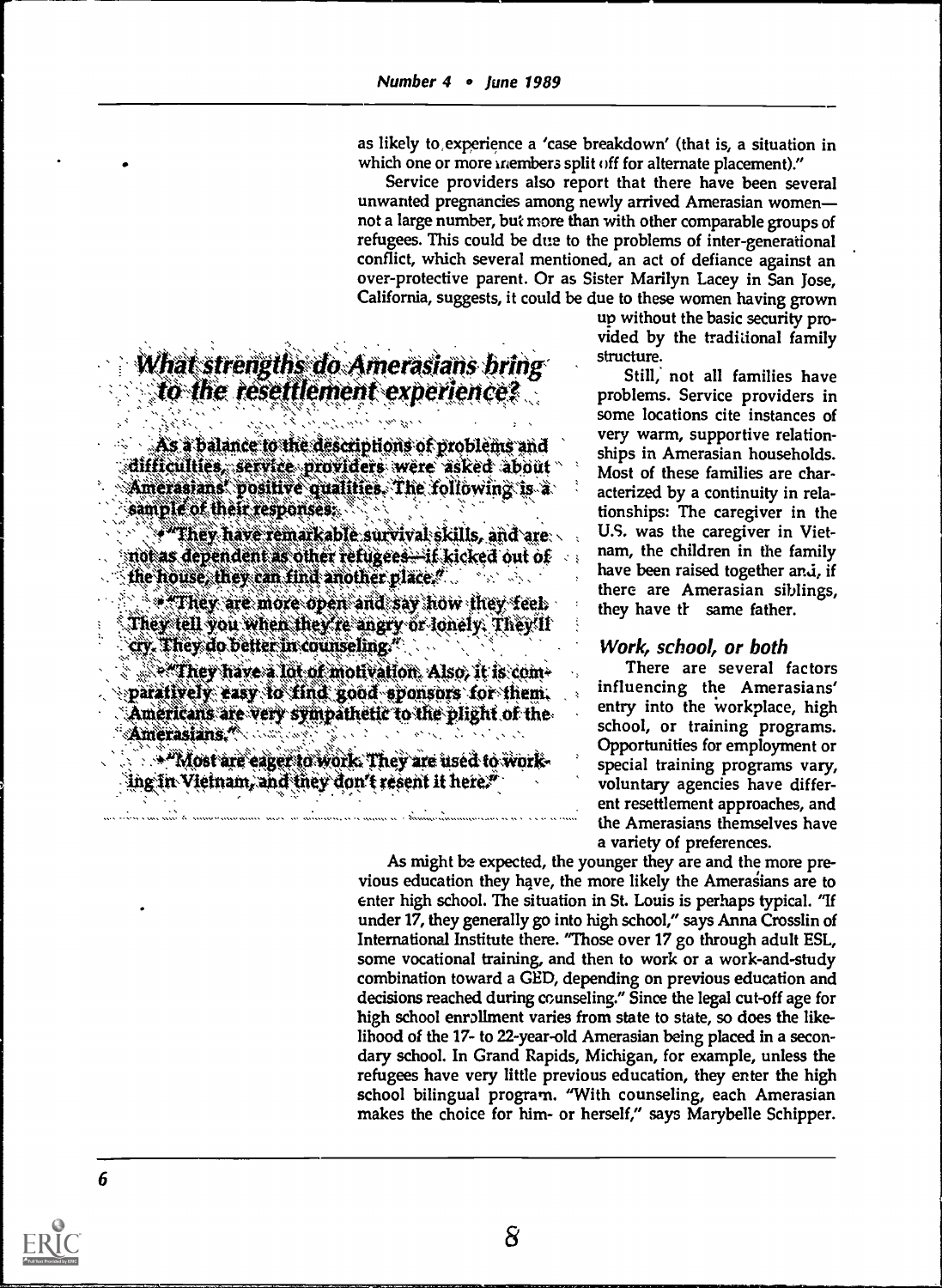as likely to experience a 'case breakdown' (that is, a situation in which one or more members split off for alternate placement)."

Service providers also report that there have been several unwanted pregnancies among newly arrived Amerasian women—not a large number, but more than with other comparable groups of refugees. This could be due to the problems of inter-generational conflict, which several mentioned, an act of defiance against an over-protective parent. Or as Sister Marilyn Lacey in San Jose, California, suggests, it could be due to these women having grown up without the basic security provided by the traditional family structure.

Still, not all families have problems. Service providers in some locations cite instances of very warm, supportive relationships in Amerasian households. Most of these families are characterized by a continuity in relationships: The caregiver in the U.S. was the caregiver in Vietnam, the children in the family have been raised together and, if there are Amerasian siblings, they have the same father.

## What strengths do Amerasians bring to the resettlement experience?

As a balance to the descriptions of problems and difficulties, service providers were asked about Amerasians' positive qualities. The following is a sample of their responses:

- "They have remarkable survival skills, and are not as dependent as other refugees—if kicked out of the house, they can find another place."
- "They are more open and say how they feel. They tell you when they're angry or lonely. They'll cry. They do better in counseling."
- "They have a lot of motivation. Also, it is comparatively easy to find good sponsors for them. Americans are very sympathetic to the plight of the Amerasians."
- "Most are eager to work. They are used to working in Vietnam, and they don't resent it here."

### *Work, school, or both*

There are several factors influencing the Amerasians' entry into the workplace, high school, or training programs. Opportunities for employment or special training programs vary, voluntary agencies have different resettlement approaches, and the Amerasians themselves have a variety of preferences.

As might be expected, the younger they are and the more previous education they have, the more likely the Amerasians are to enter high school. The situation in St. Louis is perhaps typical. "If under 17, they generally go into high school," says Anna Crosslin of International Institute there. "Those over 17 go through adult ESL, some vocational training, and then to work or a work-and-study combination toward a GED, depending on previous education and decisions reached during counseling." Since the legal cut-off age for high school enrollment varies from state to state, so does the likelihood of the 17- to 22-year-old Amerasian being placed in a secondary school. In Grand Rapids, Michigan, for example, unless the refugees have very little previous education, they enter the high school bilingual program. "With counseling, each Amerasian makes the choice for him- or herself," says Marybelle Schipper.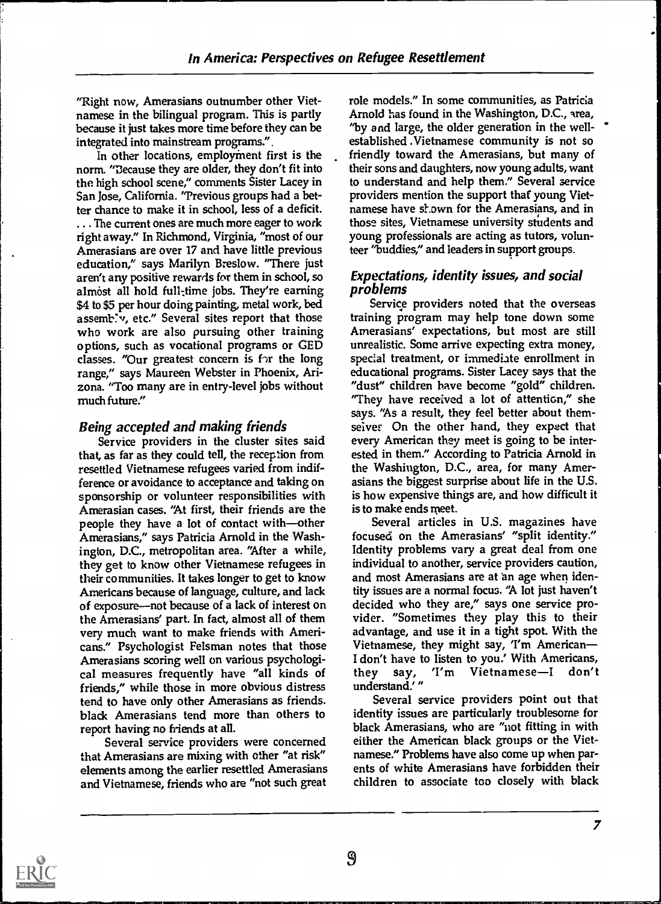"Right now, Amerasians outnumber other Vietnamese in the bilingual program. This is partly because it just takes more time before they can be integrated into mainstream programs."

In other locations, employment first is the norm. "Because they are older, they don't fit into the high school scene," comments Sister Lacey in San Jose, California. "Previous groups had a better chance to make it in school, less of a deficit. . . . The current ones are much more eager to work right away." In Richmond, Virginia, "most of our Amerasians are over 17 and have little previous education," says Marilyn Breslow. "There just aren't any positive rewards for them in school, so almost all hold full-time jobs. They're earning $4 to $5 per hour doing painting, metal work, bed assembly, etc." Several sites report that those who work are also pursuing other training options, such as vocational programs or GED classes. "Our greatest concern is for the long range," says Maureen Webster in Phoenix, Arizona. "Too many are in entry-level jobs without much future."

### Being accepted and making friends

Service providers in the cluster sites said that, as far as they could tell, the reception from resettled Vietnamese refugees varied from indifference or avoidance to acceptance and taking on sponsorship or volunteer responsibilities with Amerasian cases. "At first, their friends are the people they have a lot of contact with—other Amerasians," says Patricia Arnold in the Washington, D.C., metropolitan area. "After a while, they get to know other Vietnamese refugees in their communities. It takes longer to get to know Americans because of language, culture, and lack of exposure—not because of a lack of interest on the Amerasians' part. In fact, almost all of them very much want to make friends with Americans." Psychologist Felsman notes that those Amerasians scoring well on various psychological measures frequently have "all kinds of friends," while those in more obvious distress tend to have only other Amerasians as friends. black Amerasians tend more than others to report having no friends at all.

Several service providers were concerned that Amerasians are mixing with other "at risk" elements among the earlier resettled Amerasians and Vietnamese, friends who are "not such great role models." In some communities, as Patricia Arnold has found in the Washington, D.C., area, "by and large, the older generation in the well-established Vietnamese community is not so friendly toward the Amerasians, but many of their sons and daughters, now young adults, want to understand and help them." Several service providers mention the support that young Vietnamese have shown for the Amerasians, and in those sites, Vietnamese university students and young professionals are acting as tutors, volunteer "buddies," and leaders in support groups.

### Expectations, identity issues, and social problems

Service providers noted that the overseas training program may help tone down some Amerasians' expectations, but most are still unrealistic. Some arrive expecting extra money, special treatment, or immediate enrollment in educational programs. Sister Lacey says that the "dust" children have become "gold" children. "They have received a lot of attention," she says. "As a result, they feel better about themselves. On the other hand, they expect that every American they meet is going to be interested in them." According to Patricia Arnold in the Washington, D.C., area, for many Amerasians the biggest surprise about life in the U.S. is how expensive things are, and how difficult it is to make ends meet.

Several articles in U.S. magazines have focused on the Amerasians' "split identity." Identity problems vary a great deal from one individual to another, service providers caution, and most Amerasians are at an age when identity issues are a normal focus. "A lot just haven't decided who they are," says one service provider. "Sometimes they play this to their advantage, and use it in a tight spot. With the Vietnamese, they might say, 'I'm American—I don't have to listen to you.' With Americans, they say, 'I'm Vietnamese—I don't understand.' "

Several service providers point out that identity issues are particularly troublesome for black Amerasians, who are "not fitting in with either the American black groups or the Vietnamese." Problems have also come up when parents of white Amerasians have forbidden their children to associate too closely with black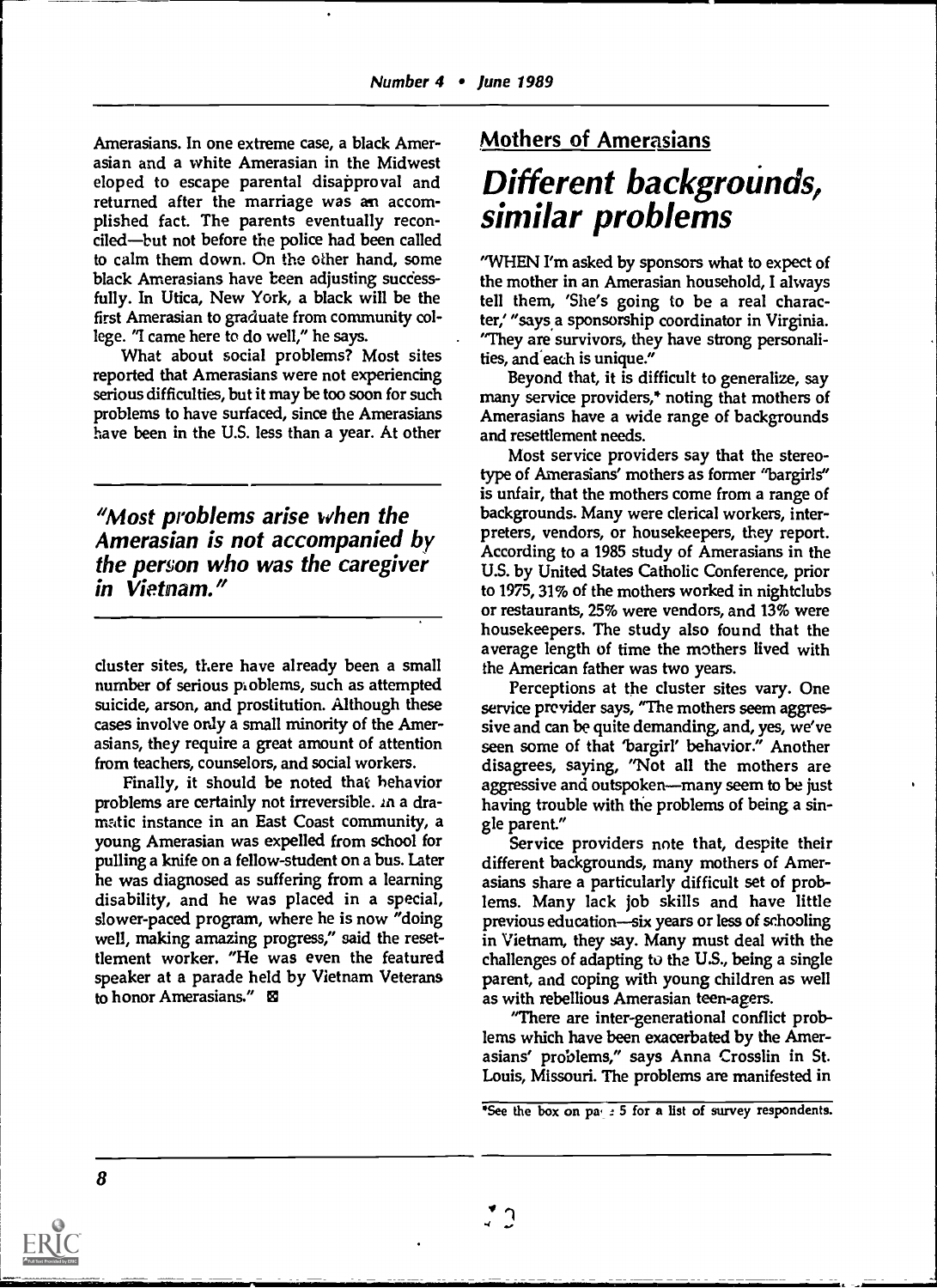Amerasians. In one extreme case, a black Amerasian and a white Amerasian in the Midwest eloped to escape parental disapproval and returned after the marriage was an accomplished fact. The parents eventually reconciled—but not before the police had been called to calm them down. On the other hand, some black Amerasians have been adjusting successfully. In Utica, New York, a black will be the first Amerasian to graduate from community college. "I came here to do well," he says.

What about social problems? Most sites reported that Amerasians were not experiencing serious difficulties, but it may be too soon for such problems to have surfaced, since the Amerasians have been in the U.S. less than a year. At other cluster sites, there have already been a small number of serious problems, such as attempted suicide, arson, and prostitution. Although these cases involve only a small minority of the Amerasians, they require a great amount of attention from teachers, counselors, and social workers.

> *"Most problems arise when the Amerasian is not accompanied by the person who was the caregiver in Vietnam."*

Finally, it should be noted that behavior problems are certainly not irreversible. In a dramatic instance in an East Coast community, a young Amerasian was expelled from school for pulling a knife on a fellow-student on a bus. Later he was diagnosed as suffering from a learning disability, and he was placed in a special, slower-paced program, where he is now "doing well, making amazing progress," said the resettlement worker. "He was even the featured speaker at a parade held by Vietnam Veterans to honor Amerasians." ⊠

## Mothers of Amerasians

# Different backgrounds, similar problems

"WHEN I'm asked by sponsors what to expect of the mother in an Amerasian household, I always tell them, 'She's going to be a real character,'" says a sponsorship coordinator in Virginia. "They are survivors, they have strong personalities, and each is unique."

Beyond that, it is difficult to generalize, say many service providers,* noting that mothers of Amerasians have a wide range of backgrounds and resettlement needs.

Most service providers say that the stereotype of Amerasians' mothers as former "bargirls" is unfair, that the mothers come from a range of backgrounds. Many were clerical workers, interpreters, vendors, or housekeepers, they report. According to a 1985 study of Amerasians in the U.S. by United States Catholic Conference, prior to 1975, 31% of the mothers worked in nightclubs or restaurants, 25% were vendors, and 13% were housekeepers. The study also found that the average length of time the mothers lived with the American father was two years.

Perceptions at the cluster sites vary. One service provider says, "The mothers seem aggressive and can be quite demanding, and, yes, we've seen some of that 'bargirl' behavior." Another disagrees, saying, "Not all the mothers are aggressive and outspoken—many seem to be just having trouble with the problems of being a single parent."

Service providers note that, despite their different backgrounds, many mothers of Amerasians share a particularly difficult set of problems. Many lack job skills and have little previous education—six years or less of schooling in Vietnam, they say. Many must deal with the challenges of adapting to the U.S., being a single parent, and coping with young children as well as with rebellious Amerasian teen-agers.

"There are inter-generational conflict problems which have been exacerbated by the Amerasians' problems," says Anna Crosslin in St. Louis, Missouri. The problems are manifested in

*See the box on page 5 for a list of survey respondents.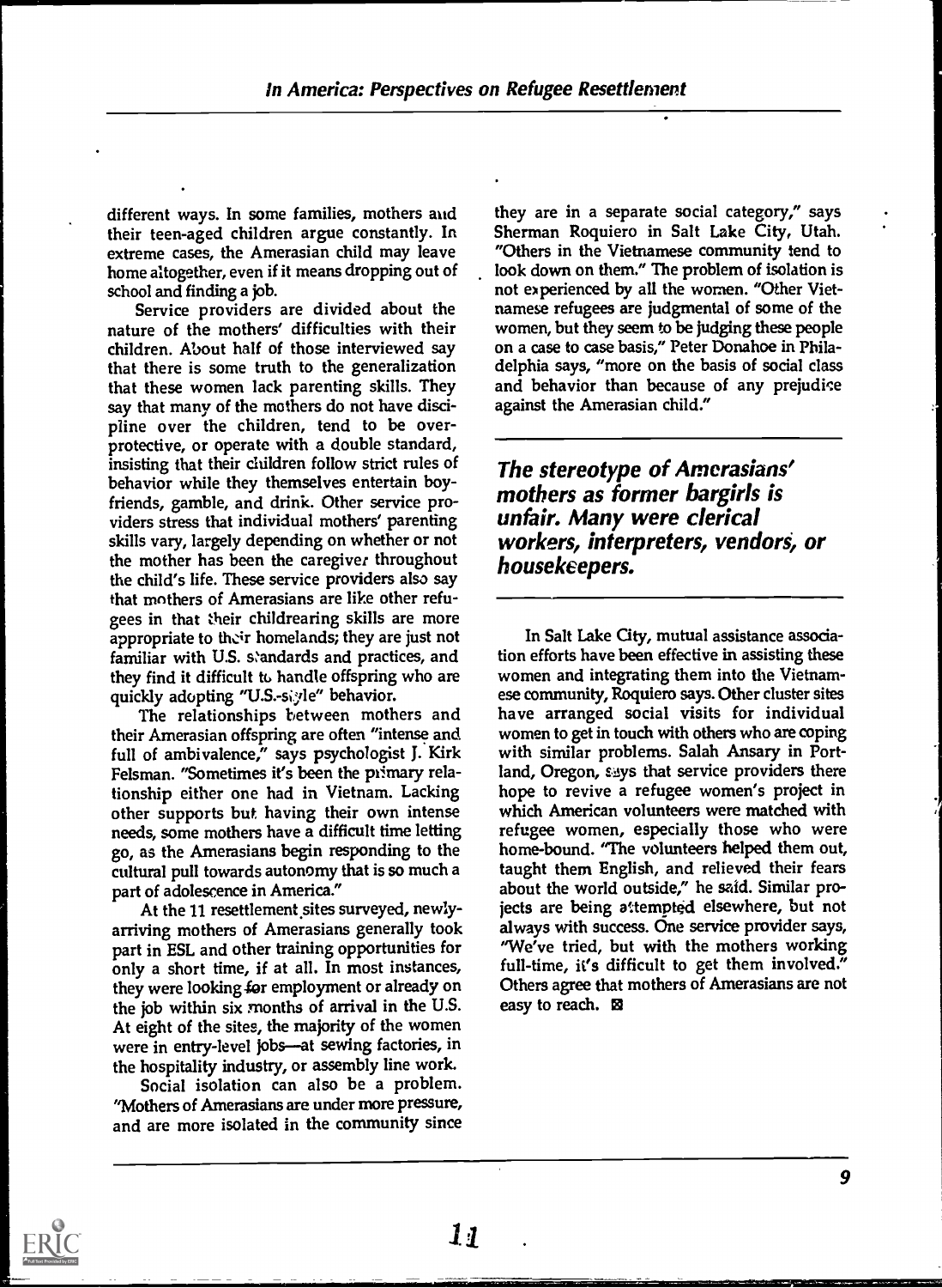different ways. In some families, mothers and their teen-aged children argue constantly. In extreme cases, the Amerasian child may leave home altogether, even if it means dropping out of school and finding a job.

Service providers are divided about the nature of the mothers' difficulties with their children. About half of those interviewed say that there is some truth to the generalization that these women lack parenting skills. They say that many of the mothers do not have discipline over the children, tend to be overprotective, or operate with a double standard, insisting that their children follow strict rules of behavior while they themselves entertain boyfriends, gamble, and drink. Other service providers stress that individual mothers' parenting skills vary, largely depending on whether or not the mother has been the caregiver throughout the child's life. These service providers also say that mothers of Amerasians are like other refugees in that their childrearing skills are more appropriate to their homelands; they are just not familiar with U.S. standards and practices, and they find it difficult to handle offspring who are quickly adopting "U.S.-style" behavior.

The relationships between mothers and their Amerasian offspring are often "intense and full of ambivalence," says psychologist J. Kirk Felsman. "Sometimes it's been the primary relationship either one had in Vietnam. Lacking other supports but having their own intense needs, some mothers have a difficult time letting go, as the Amerasians begin responding to the cultural pull towards autonomy that is so much a part of adolescence in America."

At the 11 resettlement sites surveyed, newly-arriving mothers of Amerasians generally took part in ESL and other training opportunities for only a short time, if at all. In most instances, they were looking for employment or already on the job within six months of arrival in the U.S. At eight of the sites, the majority of the women were in entry-level jobs—at sewing factories, in the hospitality industry, or assembly line work.

Social isolation can also be a problem. "Mothers of Amerasians are under more pressure, and are more isolated in the community since they are in a separate social category," says Sherman Roquiero in Salt Lake City, Utah. "Others in the Vietnamese community tend to look down on them." The problem of isolation is not experienced by all the women. "Other Vietnamese refugees are judgmental of some of the women, but they seem to be judging these people on a case to case basis," Peter Donahoe in Philadelphia says, "more on the basis of social class and behavior than because of any prejudice against the Amerasian child."

***The stereotype of Amerasians' mothers as former bargirls is unfair. Many were clerical workers, interpreters, vendors, or housekeepers.***

In Salt Lake City, mutual assistance association efforts have been effective in assisting these women and integrating them into the Vietnamese community, Roquiero says. Other cluster sites have arranged social visits for individual women to get in touch with others who are coping with similar problems. Salah Ansary in Portland, Oregon, says that service providers there hope to revive a refugee women's project in which American volunteers were matched with refugee women, especially those who were home-bound. "The volunteers helped them out, taught them English, and relieved their fears about the world outside," he said. Similar projects are being attempted elsewhere, but not always with success. One service provider says, "We've tried, but with the mothers working full-time, it's difficult to get them involved." Others agree that mothers of Amerasians are not easy to reach.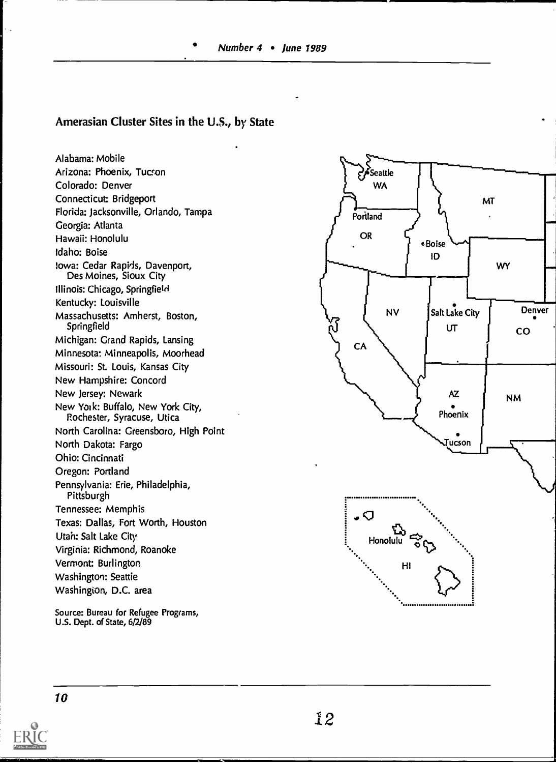## Amerasian Cluster Sites in the U.S., by State

Alabama: Mobile
Arizona: Phoenix, Tucson
Colorado: Denver
Connecticut: Bridgeport
Florida: Jacksonville, Orlando, Tampa
Georgia: Atlanta
Hawaii: Honolulu
Idaho: Boise
Iowa: Cedar Rapids, Davenport, Des Moines, Sioux City
Illinois: Chicago, Springfield
Kentucky: Louisville
Massachusetts: Amherst, Boston, Springfield
Michigan: Grand Rapids, Lansing
Minnesota: Minneapolis, Moorhead
Missouri: St. Louis, Kansas City
New Hampshire: Concord
New Jersey: Newark
New York: Buffalo, New York City, Rochester, Syracuse, Utica
North Carolina: Greensboro, High Point
North Dakota: Fargo
Ohio: Cincinnati
Oregon: Portland
Pennsylvania: Erie, Philadelphia, Pittsburgh
Tennessee: Memphis
Texas: Dallas, Fort Worth, Houston
Utah: Salt Lake City
Virginia: Richmond, Roanoke
Vermont: Burlington
Washington: Seattle
Washington, D.C. area

Source: Bureau for Refugee Programs, U.S. Dept. of State, 6/2/89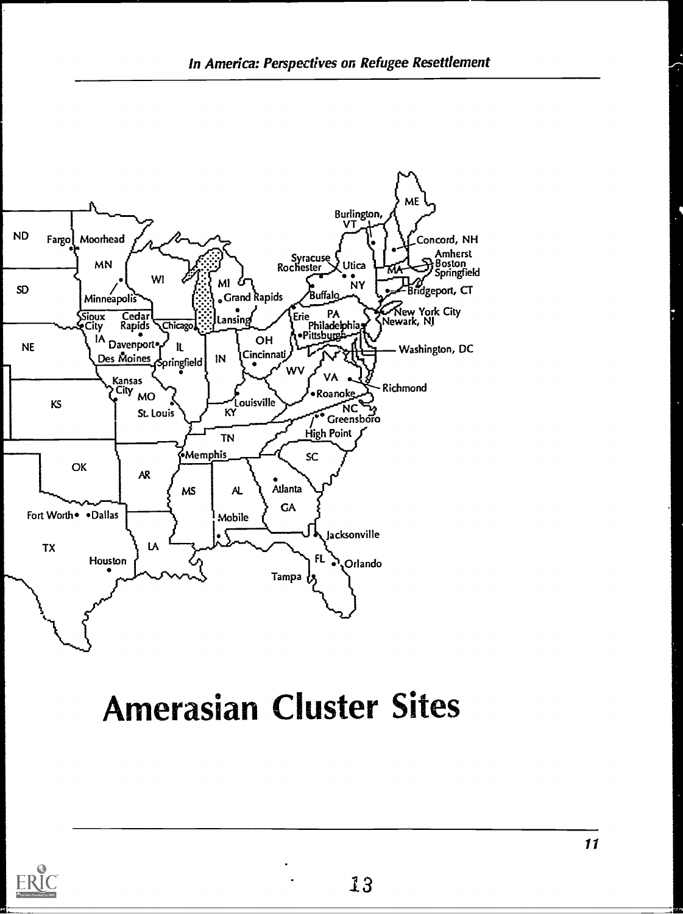# Amerasian Cluster Sites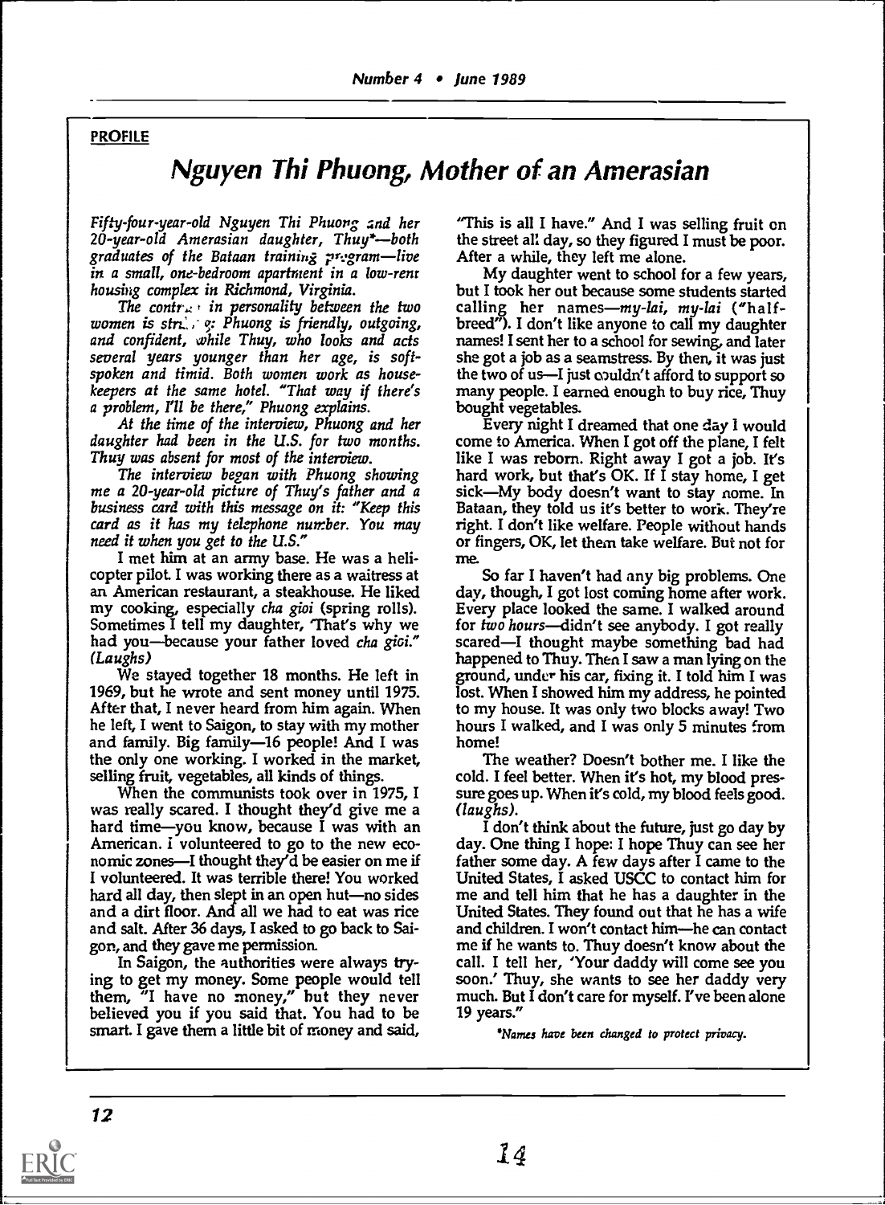PROFILE

# Nguyen Thi Phuong, Mother of an Amerasian

*Fifty-four-year-old Nguyen Thi Phuong and her 20-year-old Amerasian daughter, Thuy\*—both graduates of the Bataan training program—live in a small, one-bedroom apartment in a low-rent housing complex in Richmond, Virginia.*

*The contrast in personality between the two women is striking: Phuong is friendly, outgoing, and confident, while Thuy, who looks and acts several years younger than her age, is soft-spoken and timid. Both women work as housekeepers at the same hotel. "That way if there's a problem, I'll be there," Phuong explains.*

*At the time of the interview, Phuong and her daughter had been in the U.S. for two months. Thuy was absent for most of the interview.*

*The interview began with Phuong showing me a 20-year-old picture of Thuy's father and a business card with this message on it: "Keep this card as it has my telephone number. You may need it when you get to the U.S."*

I met him at an army base. He was a helicopter pilot. I was working there as a waitress at an American restaurant, a steakhouse. He liked my cooking, especially *cha gioi* (spring rolls). Sometimes I tell my daughter, 'That's why we had you—because your father loved *cha gioi*.' *(Laughs)*

We stayed together 18 months. He left in 1969, but he wrote and sent money until 1975. After that, I never heard from him again. When he left, I went to Saigon, to stay with my mother and family. Big family—16 people! And I was the only one working. I worked in the market, selling fruit, vegetables, all kinds of things.

When the communists took over in 1975, I was really scared. I thought they'd give me a hard time—you know, because I was with an American. I volunteered to go to the new economic zones—I thought they'd be easier on me if I volunteered. It was terrible there! You worked hard all day, then slept in an open hut—no sides and a dirt floor. And all we had to eat was rice and salt. After 36 days, I asked to go back to Saigon, and they gave me permission.

In Saigon, the authorities were always trying to get my money. Some people would tell them, "I have no money," but they never believed you if you said that. You had to be smart. I gave them a little bit of money and said, "This is all I have." And I was selling fruit on the street all day, so they figured I must be poor. After a while, they left me alone.

My daughter went to school for a few years, but I took her out because some students started calling her names—*my-lai, my-lai* ("half-breed"). I don't like anyone to call my daughter names! I sent her to a school for sewing, and later she got a job as a seamstress. By then, it was just the two of us—I just couldn't afford to support so many people. I earned enough to buy rice, Thuy bought vegetables.

Every night I dreamed that one day I would come to America. When I got off the plane, I felt like I was reborn. Right away I got a job. It's hard work, but that's OK. If I stay home, I get sick—My body doesn't want to stay home. In Bataan, they told us it's better to work. They're right. I don't like welfare. People without hands or fingers, OK, let them take welfare. But not for me.

So far I haven't had any big problems. One day, though, I got lost coming home after work. Every place looked the same. I walked around for *two hours*—didn't see anybody. I got really scared—I thought maybe something bad had happened to Thuy. Then I saw a man lying on the ground, under his car, fixing it. I told him I was lost. When I showed him my address, he pointed to my house. It was only two blocks away! Two hours I walked, and I was only 5 minutes from home!

The weather? Doesn't bother me. I like the cold. I feel better. When it's hot, my blood pressure goes up. When it's cold, my blood feels good. *(laughs).*

I don't think about the future, just go day by day. One thing I hope: I hope Thuy can see her father some day. A few days after I came to the United States, I asked USCC to contact him for me and tell him that he has a daughter in the United States. They found out that he has a wife and children. I won't contact him—he can contact me if he wants to. Thuy doesn't know about the call. I tell her, 'Your daddy will come see you soon.' Thuy, she wants to see her daddy very much. But I don't care for myself. I've been alone 19 years."

*\*Names have been changed to protect privacy.*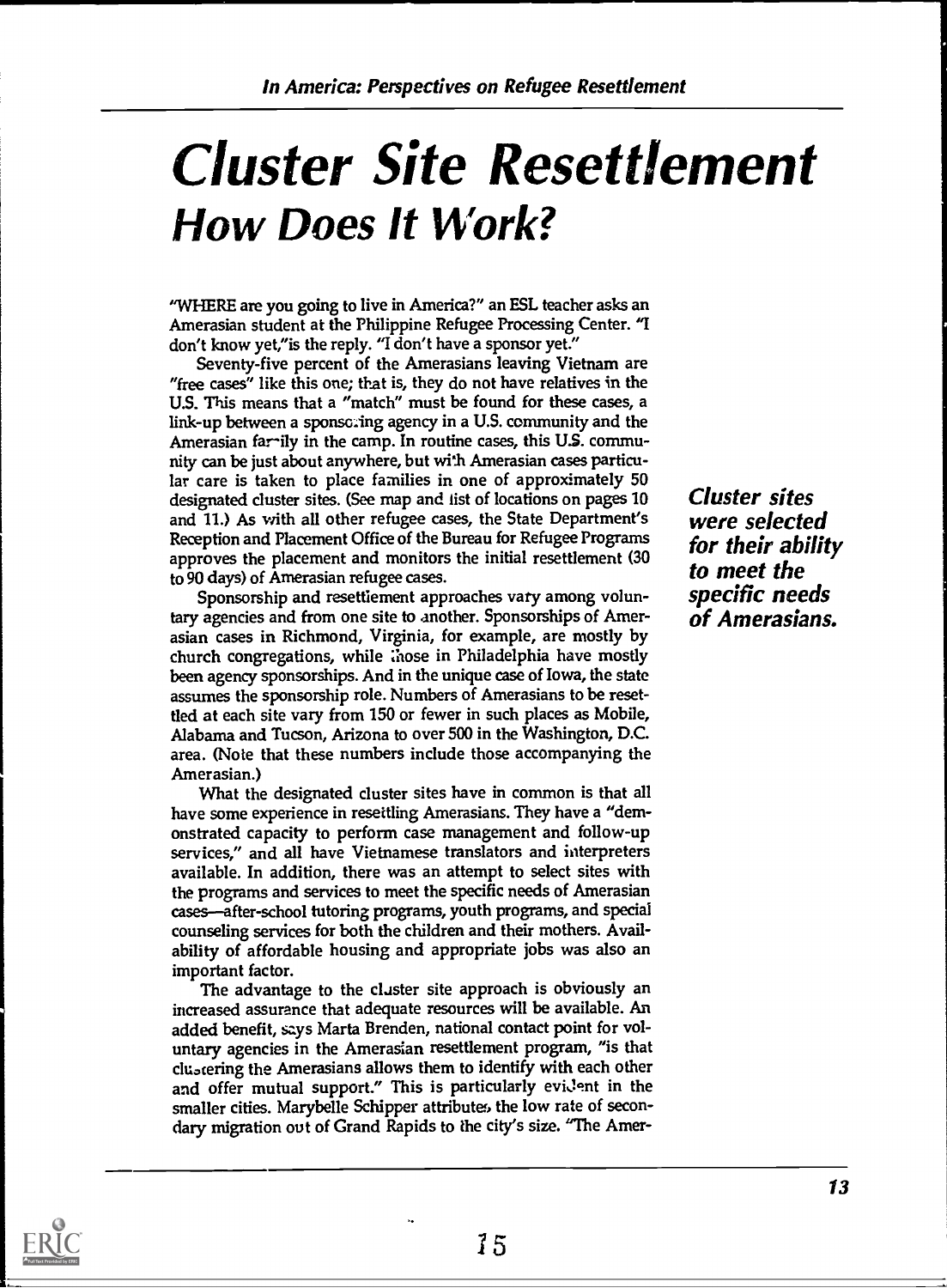# Cluster Site Resettlement

## How Does It Work?

"WHERE are you going to live in America?" an ESL teacher asks an Amerasian student at the Philippine Refugee Processing Center. "I don't know yet,"is the reply. "I don't have a sponsor yet."

Seventy-five percent of the Amerasians leaving Vietnam are "free cases" like this one; that is, they do not have relatives in the U.S. This means that a "match" must be found for these cases, a link-up between a sponsoring agency in a U.S. community and the Amerasian family in the camp. In routine cases, this U.S. community can be just about anywhere, but with Amerasian cases particular care is taken to place families in one of approximately 50 designated cluster sites. (See map and list of locations on pages 10 and 11.) As with all other refugee cases, the State Department's Reception and Placement Office of the Bureau for Refugee Programs approves the placement and monitors the initial resettlement (30 to 90 days) of Amerasian refugee cases.

***Cluster sites were selected for their ability to meet the specific needs of Amerasians.***

Sponsorship and resettlement approaches vary among voluntary agencies and from one site to another. Sponsorships of Amerasian cases in Richmond, Virginia, for example, are mostly by church congregations, while those in Philadelphia have mostly been agency sponsorships. And in the unique case of Iowa, the state assumes the sponsorship role. Numbers of Amerasians to be resettled at each site vary from 150 or fewer in such places as Mobile, Alabama and Tucson, Arizona to over 500 in the Washington, D.C. area. (Note that these numbers include those accompanying the Amerasian.)

What the designated cluster sites have in common is that all have some experience in resettling Amerasians. They have a "demonstrated capacity to perform case management and follow-up services," and all have Vietnamese translators and interpreters available. In addition, there was an attempt to select sites with the programs and services to meet the specific needs of Amerasian cases—after-school tutoring programs, youth programs, and special counseling services for both the children and their mothers. Availability of affordable housing and appropriate jobs was also an important factor.

The advantage to the cluster site approach is obviously an increased assurance that adequate resources will be available. An added benefit, says Marta Brenden, national contact point for voluntary agencies in the Amerasian resettlement program, "is that clustering the Amerasians allows them to identify with each other and offer mutual support." This is particularly evident in the smaller cities. Marybelle Schipper attributes the low rate of secondary migration out of Grand Rapids to the city's size. "The Amer-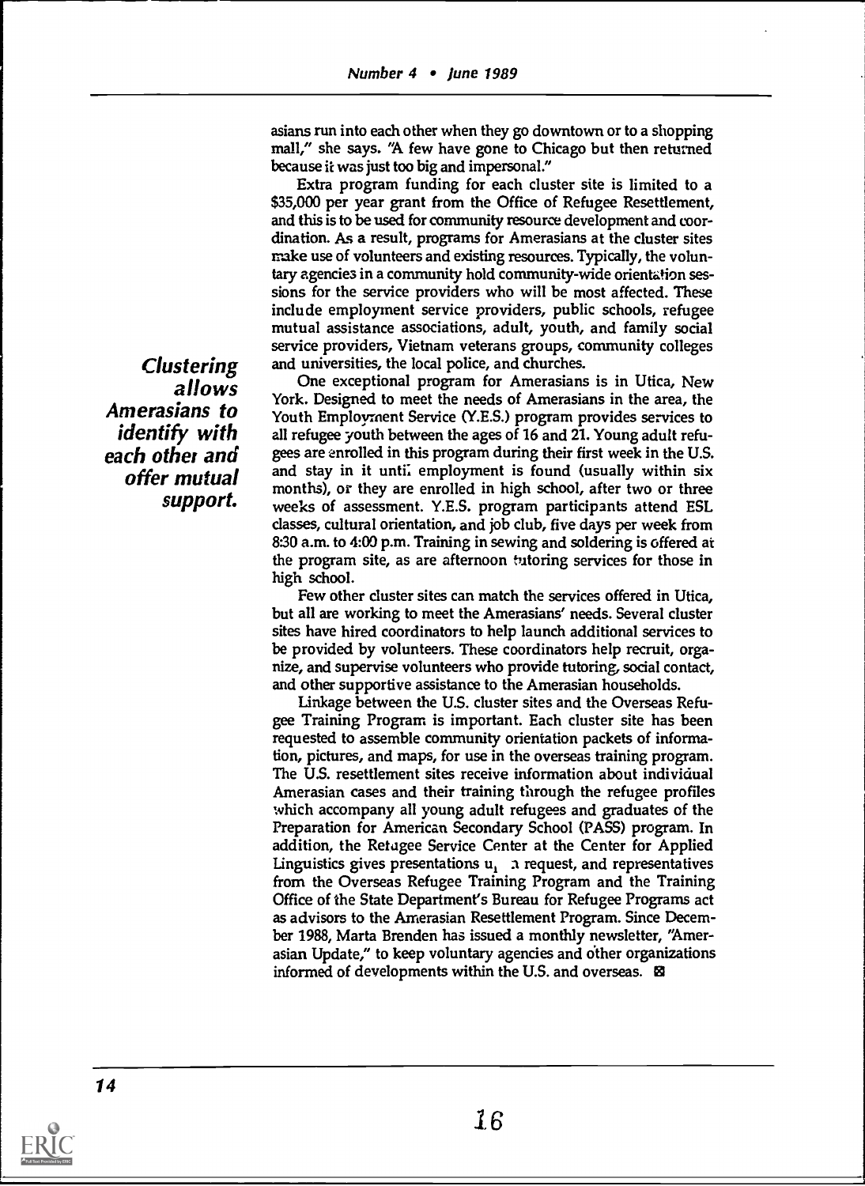asians run into each other when they go downtown or to a shopping mall," she says. "A few have gone to Chicago but then returned because it was just too big and impersonal."

Extra program funding for each cluster site is limited to a $35,000 per year grant from the Office of Refugee Resettlement, and this is to be used for community resource development and coordination. As a result, programs for Amerasians at the cluster sites make use of volunteers and existing resources. Typically, the voluntary agencies in a community hold community-wide orientation sessions for the service providers who will be most affected. These include employment service providers, public schools, refugee mutual assistance associations, adult, youth, and family social service providers, Vietnam veterans groups, community colleges and universities, the local police, and churches.

*Clustering allows Amerasians to identify with each other and offer mutual support.*

One exceptional program for Amerasians is in Utica, New York. Designed to meet the needs of Amerasians in the area, the Youth Employment Service (Y.E.S.) program provides services to all refugee youth between the ages of 16 and 21. Young adult refugees are enrolled in this program during their first week in the U.S. and stay in it until employment is found (usually within six months), or they are enrolled in high school, after two or three weeks of assessment. Y.E.S. program participants attend ESL classes, cultural orientation, and job club, five days per week from 8:30 a.m. to 4:00 p.m. Training in sewing and soldering is offered at the program site, as are afternoon tutoring services for those in high school.

Few other cluster sites can match the services offered in Utica, but all are working to meet the Amerasians' needs. Several cluster sites have hired coordinators to help launch additional services to be provided by volunteers. These coordinators help recruit, organize, and supervise volunteers who provide tutoring, social contact, and other supportive assistance to the Amerasian households.

Linkage between the U.S. cluster sites and the Overseas Refugee Training Program is important. Each cluster site has been requested to assemble community orientation packets of information, pictures, and maps, for use in the overseas training program. The U.S. resettlement sites receive information about individual Amerasian cases and their training through the refugee profiles which accompany all young adult refugees and graduates of the Preparation for American Secondary School (PASS) program. In addition, the Refugee Service Center at the Center for Applied Linguistics gives presentations upon request, and representatives from the Overseas Refugee Training Program and the Training Office of the State Department's Bureau for Refugee Programs act as advisors to the Amerasian Resettlement Program. Since December 1988, Marta Brenden has issued a monthly newsletter, "Amerasian Update," to keep voluntary agencies and other organizations informed of developments within the U.S. and overseas.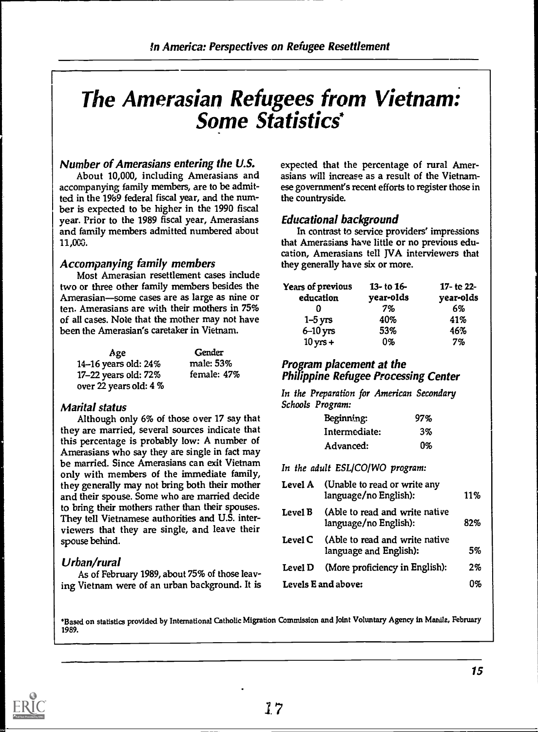# The Amerasian Refugees from Vietnam: Some Statistics*

### Number of Amerasians entering the U.S.

About 10,000, including Amerasians and accompanying family members, are to be admitted in the 1989 federal fiscal year, and the number is expected to be higher in the 1990 fiscal year. Prior to the 1989 fiscal year, Amerasians and family members admitted numbered about 11,000.

### Accompanying family members

Most Amerasian resettlement cases include two or three other family members besides the Amerasian—some cases are as large as nine or ten. Amerasians are with their mothers in 75% of all cases. Note that the mother may not have been the Amerasian's caretaker in Vietnam.

| Age | Gender |
|---|---|
| 14–16 years old: 24% | male: 53% |
| 17–22 years old: 72% | female: 47% |
| over 22 years old: 4 % | |

### Marital status

Although only 6% of those over 17 say that they are married, several sources indicate that this percentage is probably low: A number of Amerasians who say they are single in fact may be married. Since Amerasians can exit Vietnam only with members of the immediate family, they generally may not bring both their mother and their spouse. Some who are married decide to bring their mothers rather than their spouses. They tell Vietnamese authorities and U.S. interviewers that they are single, and leave their spouse behind.

### Urban/rural

As of February 1989, about 75% of those leaving Vietnam were of an urban background. It is expected that the percentage of rural Amerasians will increase as a result of the Vietnamese government's recent efforts to register those in the countryside.

### Educational background

In contrast to service providers' impressions that Amerasians have little or no previous education, Amerasians tell JVA interviewers that they generally have six or more.

| Years of previous education | 13- to 16-year-olds | 17- to 22-year-olds |
|---|---|---|
| 0 | 7% | 6% |
| 1–5 yrs | 40% | 41% |
| 6–10 yrs | 53% | 46% |
| 10 yrs + | 0% | 7% |

### Program placement at the Philippine Refugee Processing Center

*In the Preparation for American Secondary Schools Program:*

| | |
|---|---|
| Beginning: | 97% |
| Intermediate: | 3% |
| Advanced: | 0% |

*In the adult ESL/CO/WO program:*

| Level | Description | % |
|---|---|---|
| Level A | (Unable to read or write any language/no English): | 11% |
| Level B | (Able to read and write native language/no English): | 82% |
| Level C | (Able to read and write native language and English): | 5% |
| Level D | (More proficiency in English): | 2% |
| Levels E and above: | | 0% |

*Based on statistics provided by International Catholic Migration Commission and Joint Voluntary Agency in Manila, February 1989.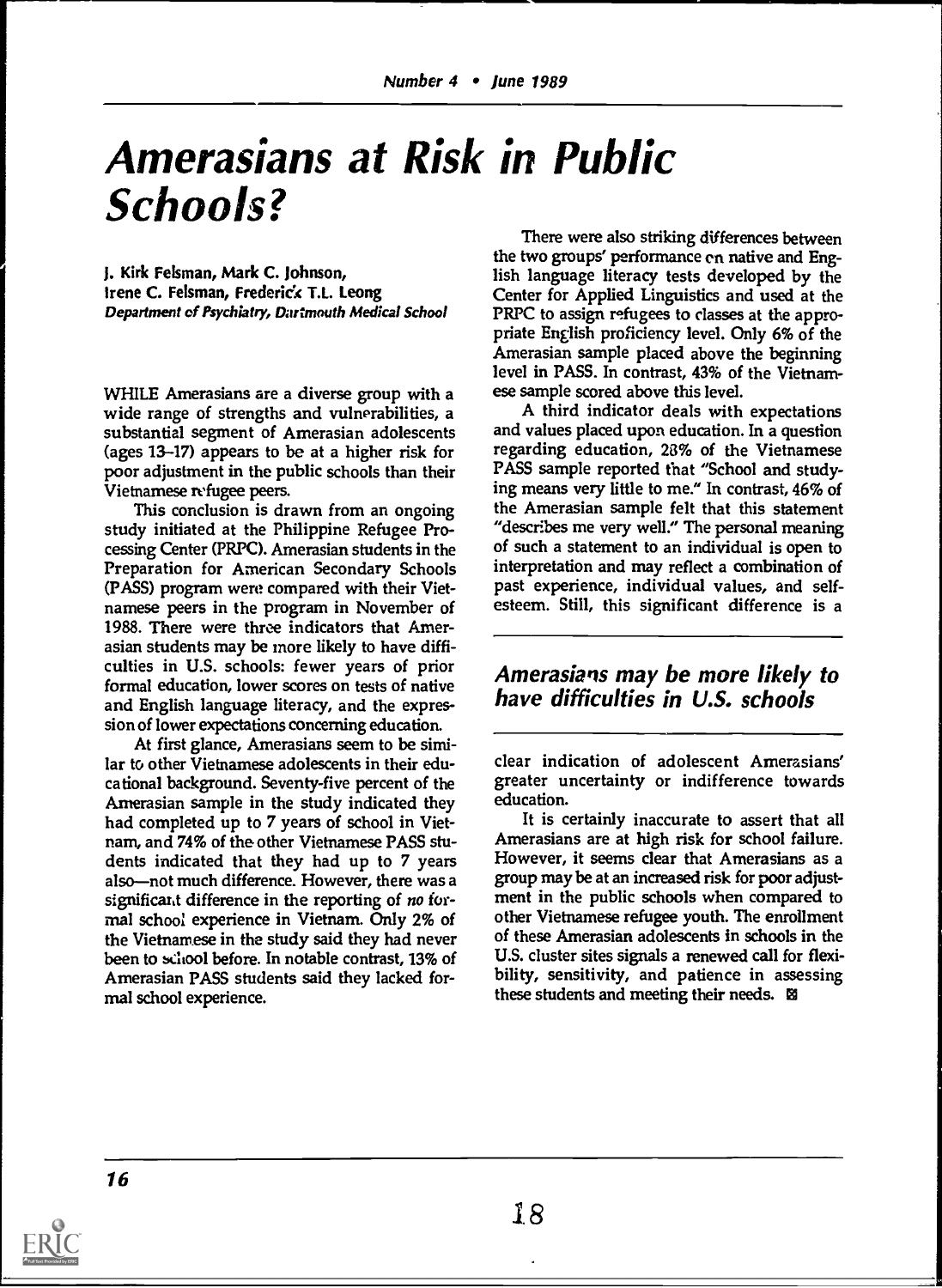# Amerasians at Risk in Public Schools?

J. Kirk Felsman, Mark C. Johnson, Irene C. Felsman, Frederick T.L. Leong
*Department of Psychiatry, Dartmouth Medical School*

WHILE Amerasians are a diverse group with a wide range of strengths and vulnerabilities, a substantial segment of Amerasian adolescents (ages 13–17) appears to be at a higher risk for poor adjustment in the public schools than their Vietnamese refugee peers.

This conclusion is drawn from an ongoing study initiated at the Philippine Refugee Processing Center (PRPC). Amerasian students in the Preparation for American Secondary Schools (PASS) program were compared with their Vietnamese peers in the program in November of 1988. There were three indicators that Amerasian students may be more likely to have difficulties in U.S. schools: fewer years of prior formal education, lower scores on tests of native and English language literacy, and the expression of lower expectations concerning education.

At first glance, Amerasians seem to be similar to other Vietnamese adolescents in their educational background. Seventy-five percent of the Amerasian sample in the study indicated they had completed up to 7 years of school in Vietnam, and 74% of the other Vietnamese PASS students indicated that they had up to 7 years also—not much difference. However, there was a significant difference in the reporting of *no* formal school experience in Vietnam. Only 2% of the Vietnamese in the study said they had never been to school before. In notable contrast, 13% of Amerasian PASS students said they lacked formal school experience.

There were also striking differences between the two groups' performance on native and English language literacy tests developed by the Center for Applied Linguistics and used at the PRPC to assign refugees to classes at the appropriate English proficiency level. Only 6% of the Amerasian sample placed above the beginning level in PASS. In contrast, 43% of the Vietnamese sample scored above this level.

A third indicator deals with expectations and values placed upon education. In a question regarding education, 28% of the Vietnamese PASS sample reported that "School and studying means very little to me." In contrast, 46% of the Amerasian sample felt that this statement "describes me very well." The personal meaning of such a statement to an individual is open to interpretation and may reflect a combination of past experience, individual values, and self-esteem. Still, this significant difference is a clear indication of adolescent Amerasians' greater uncertainty or indifference towards education.

## *Amerasians may be more likely to have difficulties in U.S. schools*

It is certainly inaccurate to assert that all Amerasians are at high risk for school failure. However, it seems clear that Amerasians as a group may be at an increased risk for poor adjustment in the public schools when compared to other Vietnamese refugee youth. The enrollment of these Amerasian adolescents in schools in the U.S. cluster sites signals a renewed call for flexibility, sensitivity, and patience in assessing these students and meeting their needs.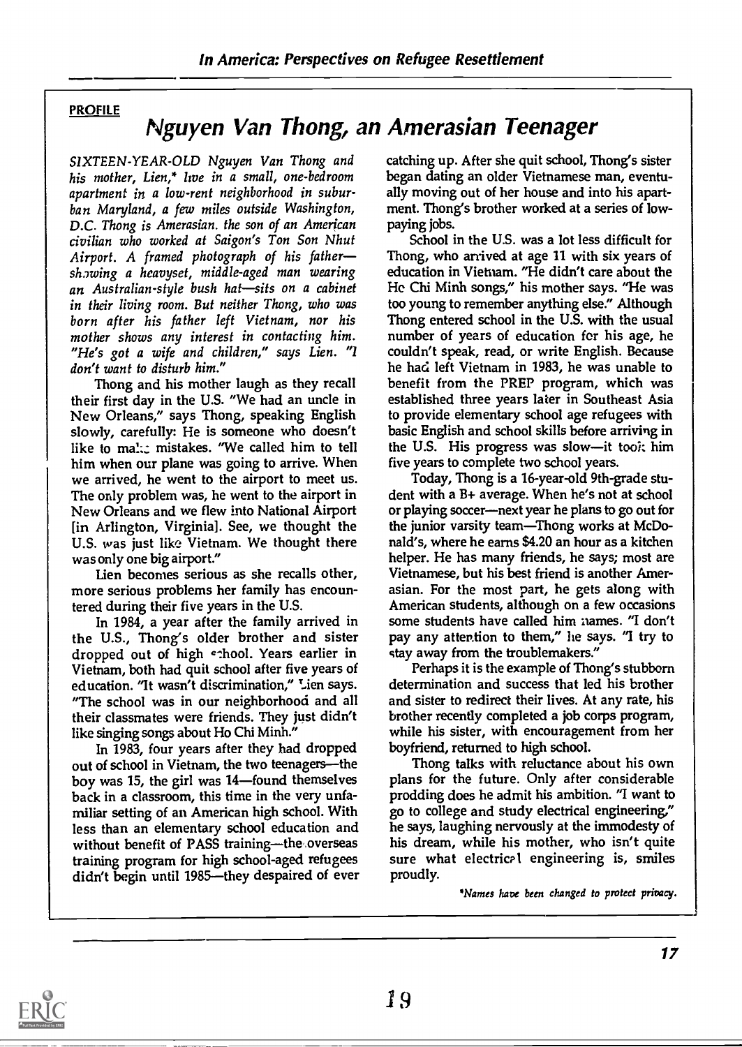PROFILE

# Nguyen Van Thong, an Amerasian Teenager

*SIXTEEN-YEAR-OLD Nguyen Van Thong and his mother, Lien,* live in a small, one-bedroom apartment in a low-rent neighborhood in suburban Maryland, a few miles outside Washington, D.C. Thong is Amerasian. the son of an American civilian who worked at Saigon's Ton Son Nhut Airport. A framed photograph of his father—showing a heavyset, middle-aged man wearing an Australian-style bush hat—sits on a cabinet in their living room. But neither Thong, who was born after his father left Vietnam, nor his mother shows any interest in contacting him. "He's got a wife and children," says Lien. "I don't want to disturb him."*

Thong and his mother laugh as they recall their first day in the U.S. "We had an uncle in New Orleans," says Thong, speaking English slowly, carefully: He is someone who doesn't like to make mistakes. "We called him to tell him when our plane was going to arrive. When we arrived, he went to the airport to meet us. The only problem was, he went to the airport in New Orleans and we flew into National Airport [in Arlington, Virginia]. See, we thought the U.S. was just like Vietnam. We thought there was only one big airport."

Lien becomes serious as she recalls other, more serious problems her family has encountered during their five years in the U.S.

In 1984, a year after the family arrived in the U.S., Thong's older brother and sister dropped out of high school. Years earlier in Vietnam, both had quit school after five years of education. "It wasn't discrimination," Lien says. "The school was in our neighborhood and all their classmates were friends. They just didn't like singing songs about Ho Chi Minh."

In 1983, four years after they had dropped out of school in Vietnam, the two teenagers—the boy was 15, the girl was 14—found themselves back in a classroom, this time in the very unfamiliar setting of an American high school. With less than an elementary school education and without benefit of PASS training—the overseas training program for high school-aged refugees didn't begin until 1985—they despaired of ever catching up. After she quit school, Thong's sister began dating an older Vietnamese man, eventually moving out of her house and into his apartment. Thong's brother worked at a series of low-paying jobs.

School in the U.S. was a lot less difficult for Thong, who arrived at age 11 with six years of education in Vietnam. "He didn't care about the Ho Chi Minh songs," his mother says. "He was too young to remember anything else." Although Thong entered school in the U.S. with the usual number of years of education for his age, he couldn't speak, read, or write English. Because he had left Vietnam in 1983, he was unable to benefit from the PREP program, which was established three years later in Southeast Asia to provide elementary school age refugees with basic English and school skills before arriving in the U.S. His progress was slow—it took him five years to complete two school years.

Today, Thong is a 16-year-old 9th-grade student with a B+ average. When he's not at school or playing soccer—next year he plans to go out for the junior varsity team—Thong works at McDonald's, where he earns $4.20 an hour as a kitchen helper. He has many friends, he says; most are Vietnamese, but his best friend is another Amerasian. For the most part, he gets along with American students, although on a few occasions some students have called him names. "I don't pay any attention to them," he says. "I try to stay away from the troublemakers."

Perhaps it is the example of Thong's stubborn determination and success that led his brother and sister to redirect their lives. At any rate, his brother recently completed a job corps program, while his sister, with encouragement from her boyfriend, returned to high school.

Thong talks with reluctance about his own plans for the future. Only after considerable prodding does he admit his ambition. "I want to go to college and study electrical engineering," he says, laughing nervously at the immodesty of his dream, while his mother, who isn't quite sure what electrical engineering is, smiles proudly.

*\*Names have been changed to protect privacy.*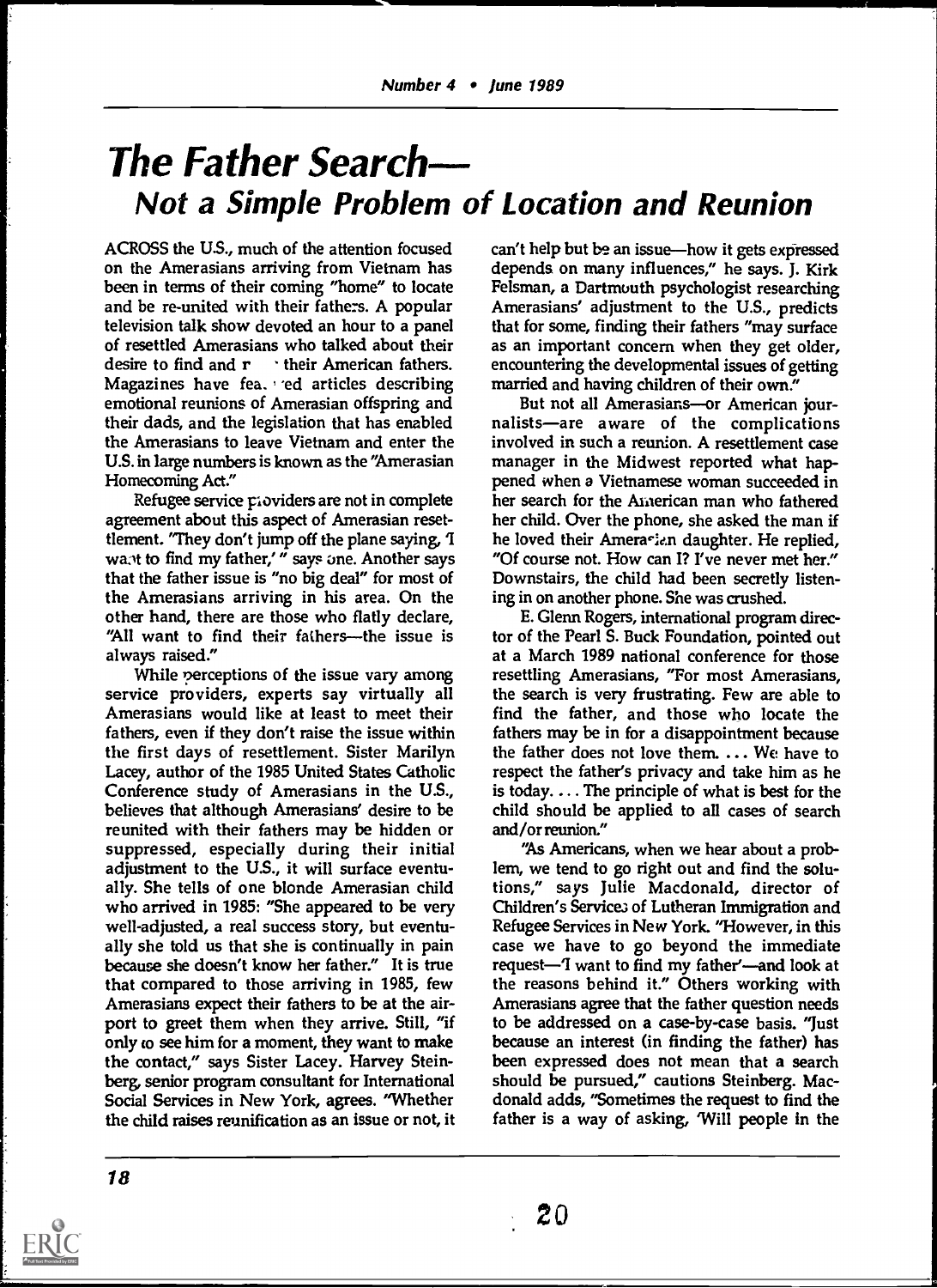# The Father Search—
## Not a Simple Problem of Location and Reunion

ACROSS the U.S., much of the attention focused on the Amerasians arriving from Vietnam has been in terms of their coming "home" to locate and be re-united with their fathers. A popular television talk show devoted an hour to a panel of resettled Amerasians who talked about their desire to find and r  their American fathers. Magazines have fea. ed articles describing emotional reunions of Amerasian offspring and their dads, and the legislation that has enabled the Amerasians to leave Vietnam and enter the U.S. in large numbers is known as the "Amerasian Homecoming Act."

Refugee service providers are not in complete agreement about this aspect of Amerasian resettlement. "They don't jump off the plane saying, 'I want to find my father,'" says one. Another says that the father issue is "no big deal" for most of the Amerasians arriving in his area. On the other hand, there are those who flatly declare, "All want to find their fathers—the issue is always raised."

While perceptions of the issue vary among service providers, experts say virtually all Amerasians would like at least to meet their fathers, even if they don't raise the issue within the first days of resettlement. Sister Marilyn Lacey, author of the 1985 United States Catholic Conference study of Amerasians in the U.S., believes that although Amerasians' desire to be reunited with their fathers may be hidden or suppressed, especially during their initial adjustment to the U.S., it will surface eventually. She tells of one blonde Amerasian child who arrived in 1985: "She appeared to be very well-adjusted, a real success story, but eventually she told us that she is continually in pain because she doesn't know her father." It is true that compared to those arriving in 1985, few Amerasians expect their fathers to be at the airport to greet them when they arrive. Still, "if only to see him for a moment, they want to make the contact," says Sister Lacey. Harvey Steinberg, senior program consultant for International Social Services in New York, agrees. "Whether the child raises reunification as an issue or not, it can't help but be an issue—how it gets expressed depends on many influences," he says. J. Kirk Felsman, a Dartmouth psychologist researching Amerasians' adjustment to the U.S., predicts that for some, finding their fathers "may surface as an important concern when they get older, encountering the developmental issues of getting married and having children of their own."

But not all Amerasians—or American journalists—are aware of the complications involved in such a reunion. A resettlement case manager in the Midwest reported what happened when a Vietnamese woman succeeded in her search for the American man who fathered her child. Over the phone, she asked the man if he loved their Amerasian daughter. He replied, "Of course not. How can I? I've never met her." Downstairs, the child had been secretly listening in on another phone. She was crushed.

E. Glenn Rogers, international program director of the Pearl S. Buck Foundation, pointed out at a March 1989 national conference for those resettling Amerasians, "For most Amerasians, the search is very frustrating. Few are able to find the father, and those who locate the fathers may be in for a disappointment because the father does not love them. ... We have to respect the father's privacy and take him as he is today. ... The principle of what is best for the child should be applied to all cases of search and/or reunion."

"As Americans, when we hear about a problem, we tend to go right out and find the solutions," says Julie Macdonald, director of Children's Services of Lutheran Immigration and Refugee Services in New York. "However, in this case we have to go beyond the immediate request—'I want to find my father'—and look at the reasons behind it." Others working with Amerasians agree that the father question needs to be addressed on a case-by-case basis. "Just because an interest (in finding the father) has been expressed does not mean that a search should be pursued," cautions Steinberg. Macdonald adds, "Sometimes the request to find the father is a way of asking, 'Will people in the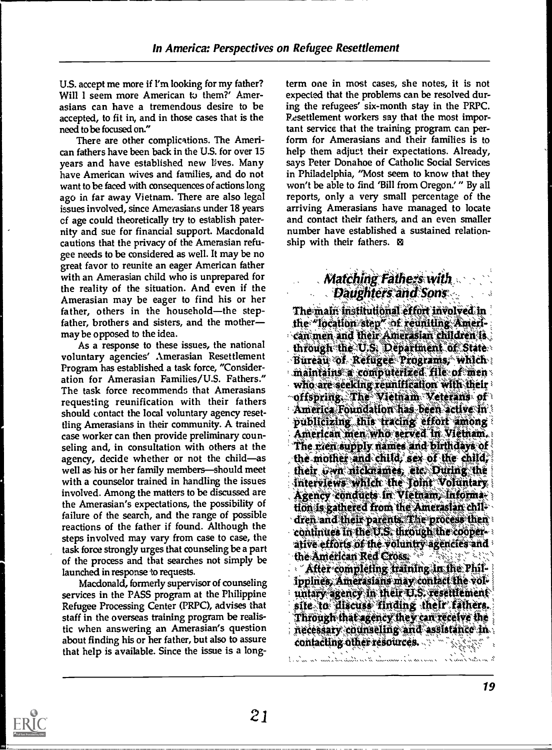U.S. accept me more if I'm looking for my father? Will I seem more American to them?' Amerasians can have a tremendous desire to be accepted, to fit in, and in those cases that is the need to be focused on."

There are other complications. The American fathers have been back in the U.S. for over 15 years and have established new lives. Many have American wives and families, and do not want to be faced with consequences of actions long ago in far away Vietnam. There are also legal issues involved, since Amerasians under 18 years of age could theoretically try to establish paternity and sue for financial support. Macdonald cautions that the privacy of the Amerasian refugee needs to be considered as well. It may be no great favor to reunite an eager American father with an Amerasian child who is unprepared for the reality of the situation. And even if the Amerasian may be eager to find his or her father, others in the household—the stepfather, brothers and sisters, and the mother—may be opposed to the idea.

As a response to these issues, the national voluntary agencies' Amerasian Resettlement Program has established a task force, "Consideration for Amerasian Families/U.S. Fathers." The task force recommends that Amerasians requesting reunification with their fathers should contact the local voluntary agency resettling Amerasians in their community. A trained case worker can then provide preliminary counseling and, in consultation with others at the agency, decide whether or not the child—as well as his or her family members—should meet with a counselor trained in handling the issues involved. Among the matters to be discussed are the Amerasian's expectations, the possibility of failure of the search, and the range of possible reactions of the father if found. Although the steps involved may vary from case to case, the task force strongly urges that counseling be a part of the process and that searches not simply be launched in response to requests.

Macdonald, formerly supervisor of counseling services in the PASS program at the Philippine Refugee Processing Center (PRPC), advises that staff in the overseas training program be realistic when answering an Amerasian's question about finding his or her father, but also to assure that help is available. Since the issue is a long-term one in most cases, she notes, it is not expected that the problems can be resolved during the refugees' six-month stay in the PRPC. Resettlement workers say that the most important service that the training program can perform for Amerasians and their families is to help them adjust their expectations. Already, says Peter Donahoe of Catholic Social Services in Philadelphia, "Most seem to know that they won't be able to find 'Bill from Oregon.'" By all reports, only a very small percentage of the arriving Amerasians have managed to locate and contact their fathers, and an even smaller number have established a sustained relationship with their fathers. ⊠

## Matching Fathers with Daughters and Sons

The main institutional effort involved in the "location step" of reuniting American men and their Amerasian children is through the U.S. Department of State Bureau of Refugee Programs, which maintains a computerized file of men who are seeking reunification with their offspring. The Vietnam Veterans of America Foundation has been active in publicizing this tracing effort among American men who served in Vietnam. The men supply names and birthdays of the mother and child, sex of the child, their own nicknames, etc. During the interviews which the Joint Voluntary Agency conducts in Vietnam, information is gathered from the Amerasian children and their parents. The process then continues in the U.S. through the cooperative efforts of the voluntary agencies and the American Red Cross.

After completing training in the Philippines, Amerasians may contact the voluntary agency in their U.S. resettlement site to discuss finding their fathers. Through that agency they can receive the necessary counseling and assistance in contacting other resources.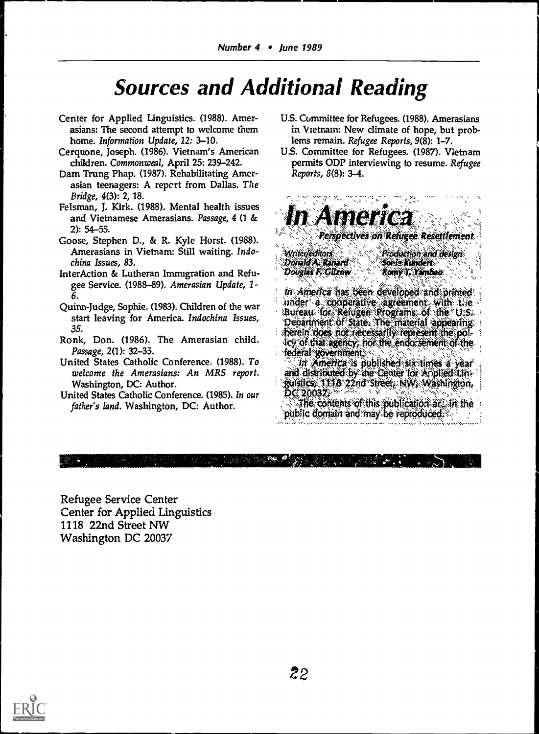# Sources and Additional Reading

Center for Applied Linguistics. (1988). Amerasians: The second attempt to welcome them home. *Information Update, 12:* 3–10.

Cerquone, Joseph. (1986). Vietnam's American children. *Commonweal,* April 25: 239–242.

Dam Trung Phap. (1987). Rehabilitating Amerasian teenagers: A report from Dallas. *The Bridge,* 4(3): 2, 18.

Felsman, J. Kirk. (1988). Mental health issues and Vietnamese Amerasians. *Passage,* 4 (1 & 2): 54–55.

Goose, Stephen D., & R. Kyle Horst. (1988). Amerasians in Vietnam: Still waiting. *Indochina Issues, 83.*

InterAction & Lutheran Immigration and Refugee Service. (1988–89). *Amerasian Update,* 1–6.

Quinn-Judge, Sophie. (1983). Children of the war start leaving for America. *Indochina Issues, 35.*

Ronk, Don. (1986). The Amerasian child. *Passage,* 2(1): 32–35.

United States Catholic Conference. (1988). *To welcome the Amerasians: An MRS report.* Washington, DC: Author.

United States Catholic Conference. (1985). *In our father's land.* Washington, DC: Author.

U.S. Committee for Refugees. (1988). Amerasians in Vietnam: New climate of hope, but problems remain. *Refugee Reports,* 9(8): 1–7.

U.S. Committee for Refugees. (1987). Vietnam permits ODP interviewing to resume. *Refugee Reports,* 8(8): 3–4.

## In America

*Perspectives on Refugee Resettlement*

*Writer/editors*
Donald A. Ranard
Douglas F. Gilzow

*Production and design*
Sonia Kundert
Romy T. Yambao

*In America* has been developed and printed under a cooperative agreement with the Bureau for Refugee Programs of the U.S. Department of State. The material appearing herein does not necessarily represent the policy of that agency, nor the endorsement of the federal government.

*In America* is published six times a year and distributed by the Center for Applied Linguistics, 1118 22nd Street, NW, Washington, DC 20037.

The contents of this publication are in the public domain and may be reproduced.

Refugee Service Center
Center for Applied Linguistics
1118 22nd Street NW
Washington DC 20037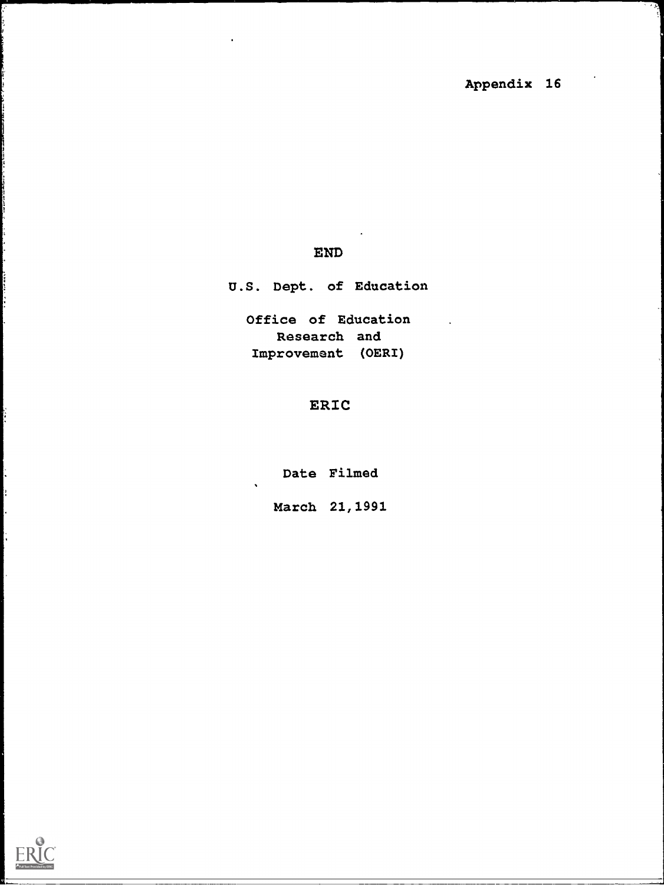Appendix 16

END

U.S. Dept. of Education

Office of Education
Research and
Improvement (OERI)

ERIC

Date Filmed

March 21,1991